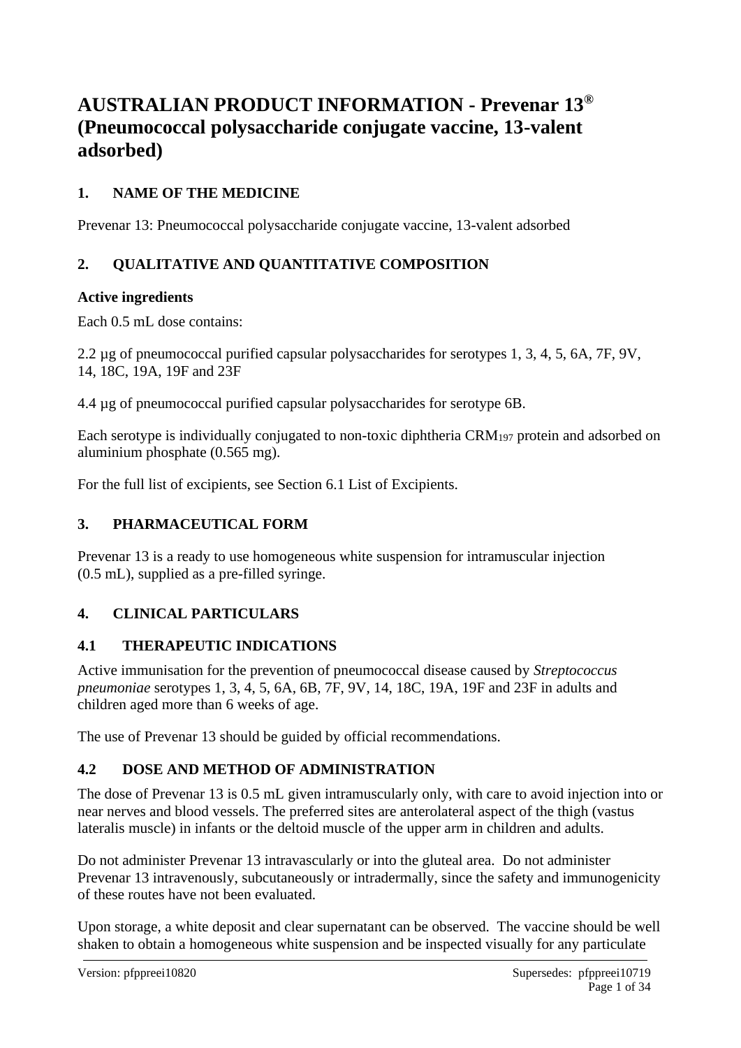# AUSTRALIAN PRODUCT INFORMATION - Prevenar 13® (Pneumococcal polysaccharide conjugate vaccine, 13-valent adsorbed)

## 1. NAME OF THE MEDICINE

Prevenar 13: Pneumococcal polysaccharide conjugate vaccine, 13-valent adsorbed

## 2. QUALITATIVE AND QUANTITATIVE COMPOSITION

**Active ingredients**

Each 0.5 mL dose contains:

2.2 µg of pneumococcal purified capsular polysaccharides for serotypes 1, 3, 4, 5, 6A, 7F, 9V, 14, 18C, 19A, 19F and 23F

4.4 µg of pneumococcal purified capsular polysaccharides for serotype 6B.

Each serotype is individually conjugated to non-toxic diphtheria $CRM_{197}$ protein and adsorbed on aluminium phosphate (0.565 mg).

For the full list of excipients, see Section 6.1 List of Excipients.

## 3. PHARMACEUTICAL FORM

Prevenar 13 is a ready to use homogeneous white suspension for intramuscular injection (0.5 mL), supplied as a pre-filled syringe.

## 4. CLINICAL PARTICULARS

### 4.1 THERAPEUTIC INDICATIONS

Active immunisation for the prevention of pneumococcal disease caused by *Streptococcus pneumoniae* serotypes 1, 3, 4, 5, 6A, 6B, 7F, 9V, 14, 18C, 19A, 19F and 23F in adults and children aged more than 6 weeks of age.

The use of Prevenar 13 should be guided by official recommendations.

### 4.2 DOSE AND METHOD OF ADMINISTRATION

The dose of Prevenar 13 is 0.5 mL given intramuscularly only, with care to avoid injection into or near nerves and blood vessels. The preferred sites are anterolateral aspect of the thigh (vastus lateralis muscle) in infants or the deltoid muscle of the upper arm in children and adults.

Do not administer Prevenar 13 intravascularly or into the gluteal area. Do not administer Prevenar 13 intravenously, subcutaneously or intradermally, since the safety and immunogenicity of these routes have not been evaluated.

Upon storage, a white deposit and clear supernatant can be observed. The vaccine should be well shaken to obtain a homogeneous white suspension and be inspected visually for any particulate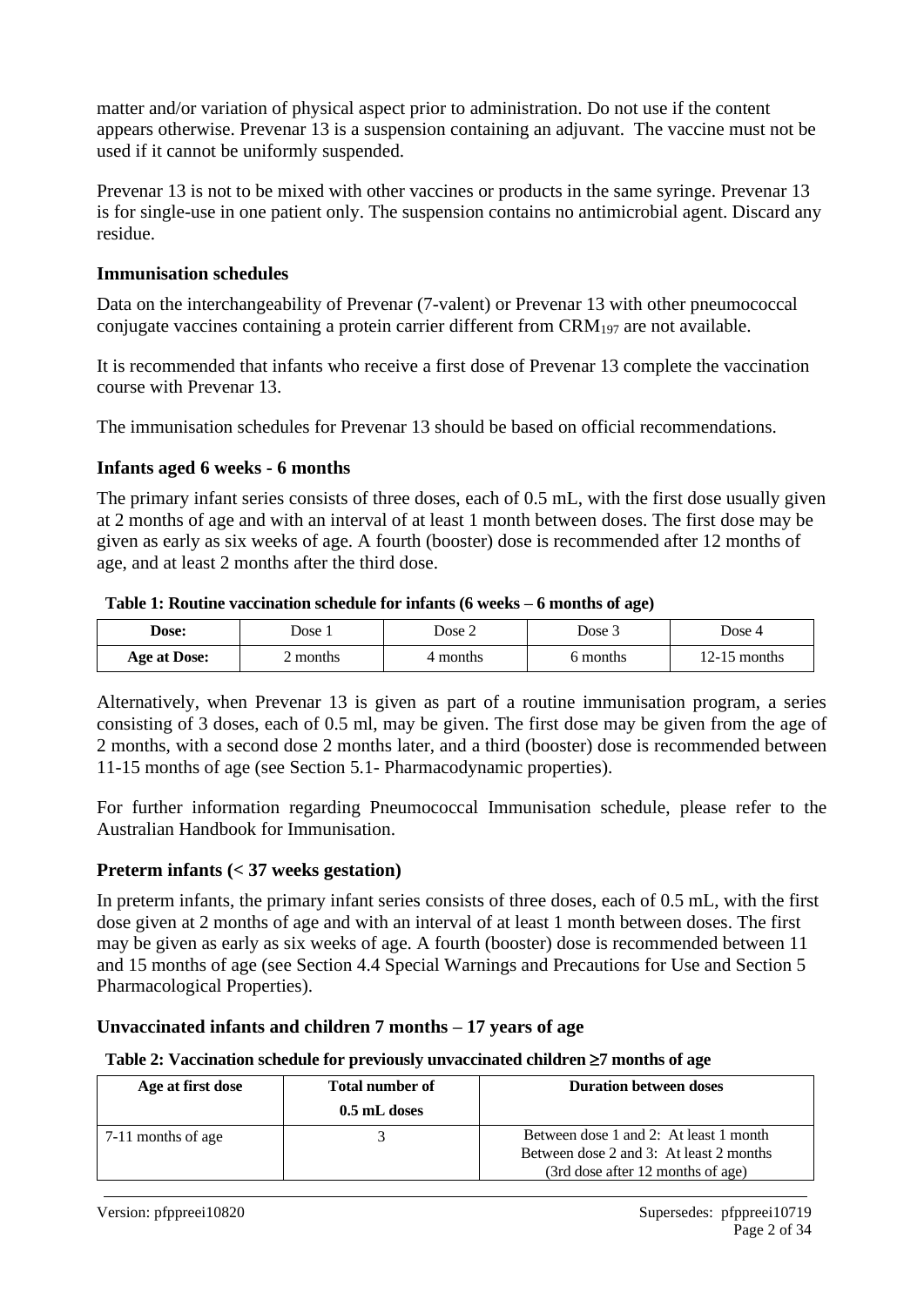matter and/or variation of physical aspect prior to administration. Do not use if the content appears otherwise. Prevenar 13 is a suspension containing an adjuvant. The vaccine must not be used if it cannot be uniformly suspended.

Prevenar 13 is not to be mixed with other vaccines or products in the same syringe. Prevenar 13 is for single-use in one patient only. The suspension contains no antimicrobial agent. Discard any residue.

### Immunisation schedules

Data on the interchangeability of Prevenar (7-valent) or Prevenar 13 with other pneumococcal conjugate vaccines containing a protein carrier different from $CRM_{197}$ are not available.

It is recommended that infants who receive a first dose of Prevenar 13 complete the vaccination course with Prevenar 13.

The immunisation schedules for Prevenar 13 should be based on official recommendations.

### Infants aged 6 weeks - 6 months

The primary infant series consists of three doses, each of 0.5 mL, with the first dose usually given at 2 months of age and with an interval of at least 1 month between doses. The first dose may be given as early as six weeks of age. A fourth (booster) dose is recommended after 12 months of age, and at least 2 months after the third dose.

**Table 1: Routine vaccination schedule for infants (6 weeks – 6 months of age)**

| **Dose:** | Dose 1 | Dose 2 | Dose 3 | Dose 4 |
|---|---|---|---|---|
| **Age at Dose:** | 2 months | 4 months | 6 months | 12-15 months |

Alternatively, when Prevenar 13 is given as part of a routine immunisation program, a series consisting of 3 doses, each of 0.5 ml, may be given. The first dose may be given from the age of 2 months, with a second dose 2 months later, and a third (booster) dose is recommended between 11-15 months of age (see Section 5.1- Pharmacodynamic properties).

For further information regarding Pneumococcal Immunisation schedule, please refer to the Australian Handbook for Immunisation.

### Preterm infants (< 37 weeks gestation)

In preterm infants, the primary infant series consists of three doses, each of 0.5 mL, with the first dose given at 2 months of age and with an interval of at least 1 month between doses. The first may be given as early as six weeks of age. A fourth (booster) dose is recommended between 11 and 15 months of age (see Section 4.4 Special Warnings and Precautions for Use and Section 5 Pharmacological Properties).

### Unvaccinated infants and children 7 months – 17 years of age

**Table 2: Vaccination schedule for previously unvaccinated children ≥7 months of age**

| Age at first dose | Total number of 0.5 mL doses | Duration between doses |
|---|---|---|
| 7-11 months of age | 3 | Between dose 1 and 2: At least 1 month<br>Between dose 2 and 3: At least 2 months<br>(3rd dose after 12 months of age) |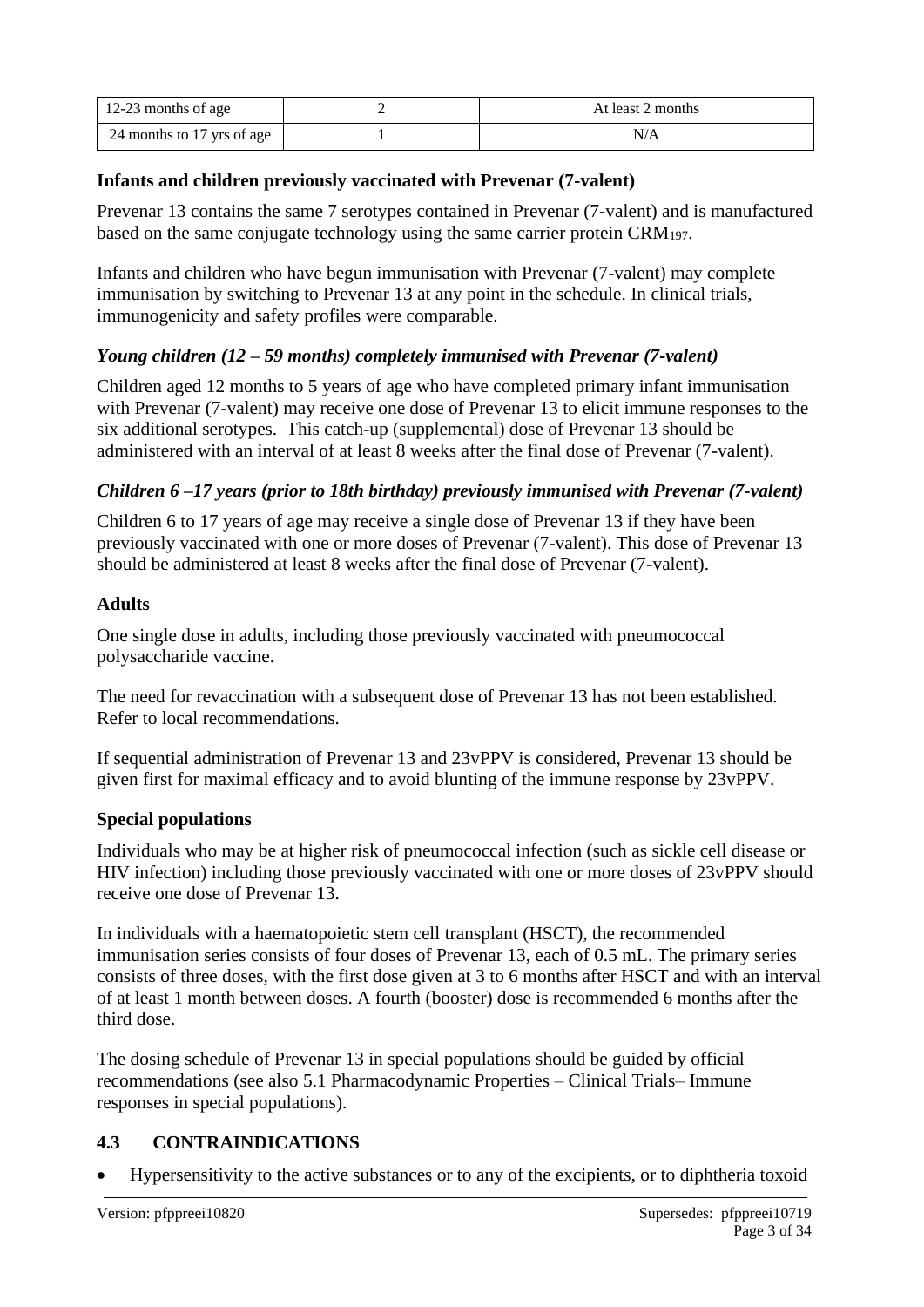| 12-23 months of age | 2 | At least 2 months |
|---|---|---|
| 24 months to 17 yrs of age | 1 | N/A |

### Infants and children previously vaccinated with Prevenar (7-valent)

Prevenar 13 contains the same 7 serotypes contained in Prevenar (7-valent) and is manufactured based on the same conjugate technology using the same carrier protein $CRM_{197}$.

Infants and children who have begun immunisation with Prevenar (7-valent) may complete immunisation by switching to Prevenar 13 at any point in the schedule. In clinical trials, immunogenicity and safety profiles were comparable.

#### *Young children (12 – 59 months) completely immunised with Prevenar (7-valent)*

Children aged 12 months to 5 years of age who have completed primary infant immunisation with Prevenar (7-valent) may receive one dose of Prevenar 13 to elicit immune responses to the six additional serotypes. This catch-up (supplemental) dose of Prevenar 13 should be administered with an interval of at least 8 weeks after the final dose of Prevenar (7-valent).

#### *Children 6 –17 years (prior to 18th birthday) previously immunised with Prevenar (7-valent)*

Children 6 to 17 years of age may receive a single dose of Prevenar 13 if they have been previously vaccinated with one or more doses of Prevenar (7-valent). This dose of Prevenar 13 should be administered at least 8 weeks after the final dose of Prevenar (7-valent).

### Adults

One single dose in adults, including those previously vaccinated with pneumococcal polysaccharide vaccine.

The need for revaccination with a subsequent dose of Prevenar 13 has not been established. Refer to local recommendations.

If sequential administration of Prevenar 13 and 23vPPV is considered, Prevenar 13 should be given first for maximal efficacy and to avoid blunting of the immune response by 23vPPV.

### Special populations

Individuals who may be at higher risk of pneumococcal infection (such as sickle cell disease or HIV infection) including those previously vaccinated with one or more doses of 23vPPV should receive one dose of Prevenar 13.

In individuals with a haematopoietic stem cell transplant (HSCT), the recommended immunisation series consists of four doses of Prevenar 13, each of 0.5 mL. The primary series consists of three doses, with the first dose given at 3 to 6 months after HSCT and with an interval of at least 1 month between doses. A fourth (booster) dose is recommended 6 months after the third dose.

The dosing schedule of Prevenar 13 in special populations should be guided by official recommendations (see also 5.1 Pharmacodynamic Properties – Clinical Trials– Immune responses in special populations).

## 4.3 CONTRAINDICATIONS

- Hypersensitivity to the active substances or to any of the excipients, or to diphtheria toxoid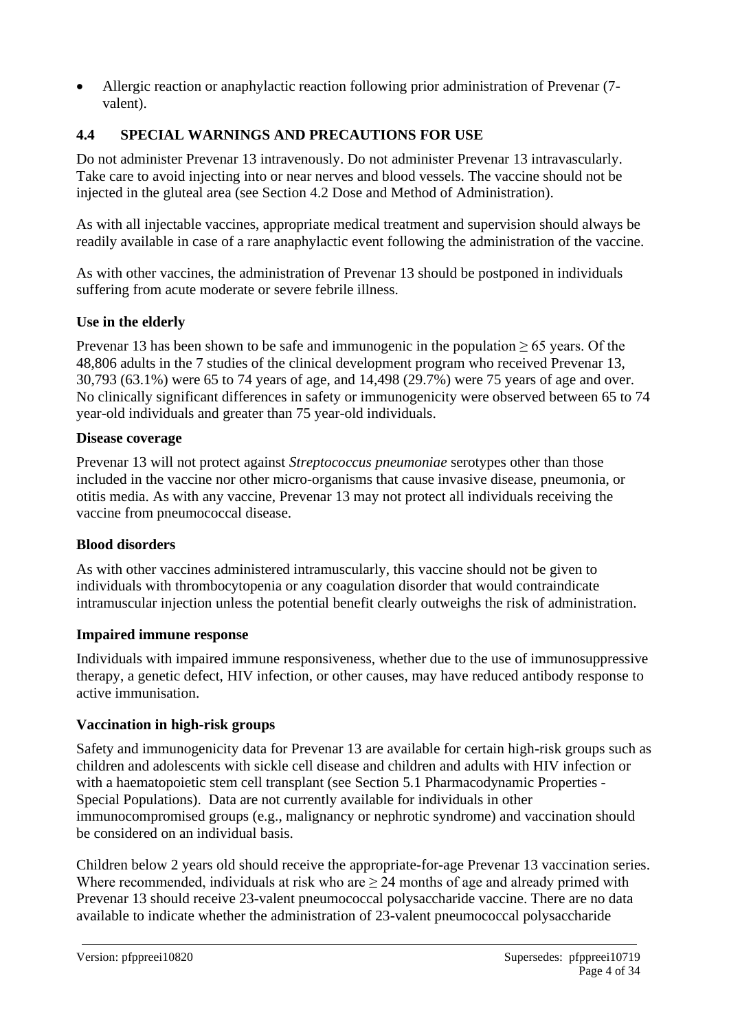- Allergic reaction or anaphylactic reaction following prior administration of Prevenar (7-valent).

## 4.4 SPECIAL WARNINGS AND PRECAUTIONS FOR USE

Do not administer Prevenar 13 intravenously. Do not administer Prevenar 13 intravascularly. Take care to avoid injecting into or near nerves and blood vessels. The vaccine should not be injected in the gluteal area (see Section 4.2 Dose and Method of Administration).

As with all injectable vaccines, appropriate medical treatment and supervision should always be readily available in case of a rare anaphylactic event following the administration of the vaccine.

As with other vaccines, the administration of Prevenar 13 should be postponed in individuals suffering from acute moderate or severe febrile illness.

### Use in the elderly

Prevenar 13 has been shown to be safe and immunogenic in the population ≥ 65 years. Of the 48,806 adults in the 7 studies of the clinical development program who received Prevenar 13, 30,793 (63.1%) were 65 to 74 years of age, and 14,498 (29.7%) were 75 years of age and over. No clinically significant differences in safety or immunogenicity were observed between 65 to 74 year-old individuals and greater than 75 year-old individuals.

### Disease coverage

Prevenar 13 will not protect against *Streptococcus pneumoniae* serotypes other than those included in the vaccine nor other micro-organisms that cause invasive disease, pneumonia, or otitis media. As with any vaccine, Prevenar 13 may not protect all individuals receiving the vaccine from pneumococcal disease.

### Blood disorders

As with other vaccines administered intramuscularly, this vaccine should not be given to individuals with thrombocytopenia or any coagulation disorder that would contraindicate intramuscular injection unless the potential benefit clearly outweighs the risk of administration.

### Impaired immune response

Individuals with impaired immune responsiveness, whether due to the use of immunosuppressive therapy, a genetic defect, HIV infection, or other causes, may have reduced antibody response to active immunisation.

### Vaccination in high-risk groups

Safety and immunogenicity data for Prevenar 13 are available for certain high-risk groups such as children and adolescents with sickle cell disease and children and adults with HIV infection or with a haematopoietic stem cell transplant (see Section 5.1 Pharmacodynamic Properties - Special Populations). Data are not currently available for individuals in other immunocompromised groups (e.g., malignancy or nephrotic syndrome) and vaccination should be considered on an individual basis.

Children below 2 years old should receive the appropriate-for-age Prevenar 13 vaccination series. Where recommended, individuals at risk who are ≥ 24 months of age and already primed with Prevenar 13 should receive 23-valent pneumococcal polysaccharide vaccine. There are no data available to indicate whether the administration of 23-valent pneumococcal polysaccharide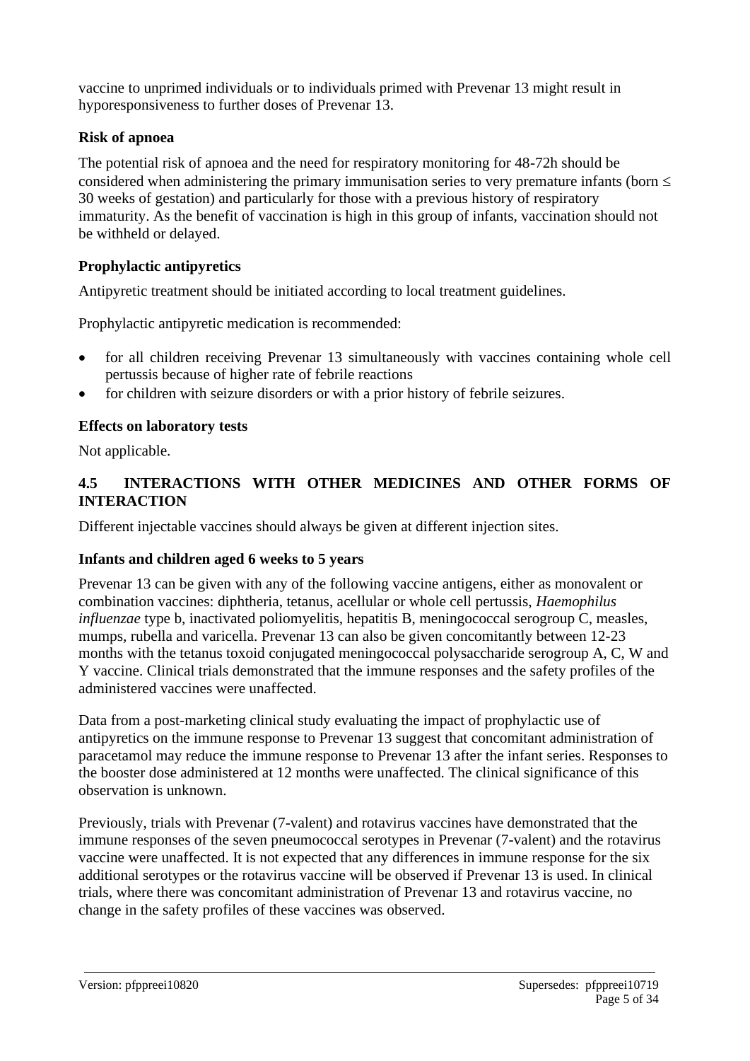vaccine to unprimed individuals or to individuals primed with Prevenar 13 might result in hyporesponsiveness to further doses of Prevenar 13.

### Risk of apnoea

The potential risk of apnoea and the need for respiratory monitoring for 48-72h should be considered when administering the primary immunisation series to very premature infants (born ≤ 30 weeks of gestation) and particularly for those with a previous history of respiratory immaturity. As the benefit of vaccination is high in this group of infants, vaccination should not be withheld or delayed.

### Prophylactic antipyretics

Antipyretic treatment should be initiated according to local treatment guidelines.

Prophylactic antipyretic medication is recommended:

- for all children receiving Prevenar 13 simultaneously with vaccines containing whole cell pertussis because of higher rate of febrile reactions
- for children with seizure disorders or with a prior history of febrile seizures.

### Effects on laboratory tests

Not applicable.

## 4.5 INTERACTIONS WITH OTHER MEDICINES AND OTHER FORMS OF INTERACTION

Different injectable vaccines should always be given at different injection sites.

### Infants and children aged 6 weeks to 5 years

Prevenar 13 can be given with any of the following vaccine antigens, either as monovalent or combination vaccines: diphtheria, tetanus, acellular or whole cell pertussis, *Haemophilus influenzae* type b, inactivated poliomyelitis, hepatitis B, meningococcal serogroup C, measles, mumps, rubella and varicella. Prevenar 13 can also be given concomitantly between 12-23 months with the tetanus toxoid conjugated meningococcal polysaccharide serogroup A, C, W and Y vaccine. Clinical trials demonstrated that the immune responses and the safety profiles of the administered vaccines were unaffected.

Data from a post-marketing clinical study evaluating the impact of prophylactic use of antipyretics on the immune response to Prevenar 13 suggest that concomitant administration of paracetamol may reduce the immune response to Prevenar 13 after the infant series. Responses to the booster dose administered at 12 months were unaffected. The clinical significance of this observation is unknown.

Previously, trials with Prevenar (7-valent) and rotavirus vaccines have demonstrated that the immune responses of the seven pneumococcal serotypes in Prevenar (7-valent) and the rotavirus vaccine were unaffected. It is not expected that any differences in immune response for the six additional serotypes or the rotavirus vaccine will be observed if Prevenar 13 is used. In clinical trials, where there was concomitant administration of Prevenar 13 and rotavirus vaccine, no change in the safety profiles of these vaccines was observed.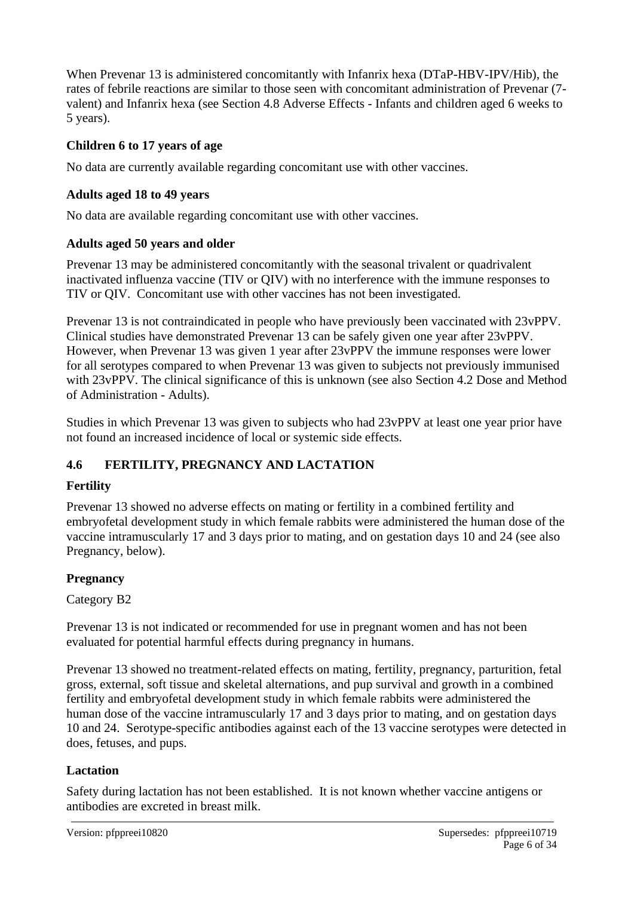When Prevenar 13 is administered concomitantly with Infanrix hexa (DTaP-HBV-IPV/Hib), the rates of febrile reactions are similar to those seen with concomitant administration of Prevenar (7-valent) and Infanrix hexa (see Section 4.8 Adverse Effects - Infants and children aged 6 weeks to 5 years).

### Children 6 to 17 years of age

No data are currently available regarding concomitant use with other vaccines.

### Adults aged 18 to 49 years

No data are available regarding concomitant use with other vaccines.

### Adults aged 50 years and older

Prevenar 13 may be administered concomitantly with the seasonal trivalent or quadrivalent inactivated influenza vaccine (TIV or QIV) with no interference with the immune responses to TIV or QIV. Concomitant use with other vaccines has not been investigated.

Prevenar 13 is not contraindicated in people who have previously been vaccinated with 23vPPV. Clinical studies have demonstrated Prevenar 13 can be safely given one year after 23vPPV. However, when Prevenar 13 was given 1 year after 23vPPV the immune responses were lower for all serotypes compared to when Prevenar 13 was given to subjects not previously immunised with 23vPPV. The clinical significance of this is unknown (see also Section 4.2 Dose and Method of Administration - Adults).

Studies in which Prevenar 13 was given to subjects who had 23vPPV at least one year prior have not found an increased incidence of local or systemic side effects.

## 4.6 FERTILITY, PREGNANCY AND LACTATION

### Fertility

Prevenar 13 showed no adverse effects on mating or fertility in a combined fertility and embryofetal development study in which female rabbits were administered the human dose of the vaccine intramuscularly 17 and 3 days prior to mating, and on gestation days 10 and 24 (see also Pregnancy, below).

### Pregnancy

Category B2

Prevenar 13 is not indicated or recommended for use in pregnant women and has not been evaluated for potential harmful effects during pregnancy in humans.

Prevenar 13 showed no treatment-related effects on mating, fertility, pregnancy, parturition, fetal gross, external, soft tissue and skeletal alternations, and pup survival and growth in a combined fertility and embryofetal development study in which female rabbits were administered the human dose of the vaccine intramuscularly 17 and 3 days prior to mating, and on gestation days 10 and 24. Serotype-specific antibodies against each of the 13 vaccine serotypes were detected in does, fetuses, and pups.

### Lactation

Safety during lactation has not been established. It is not known whether vaccine antigens or antibodies are excreted in breast milk.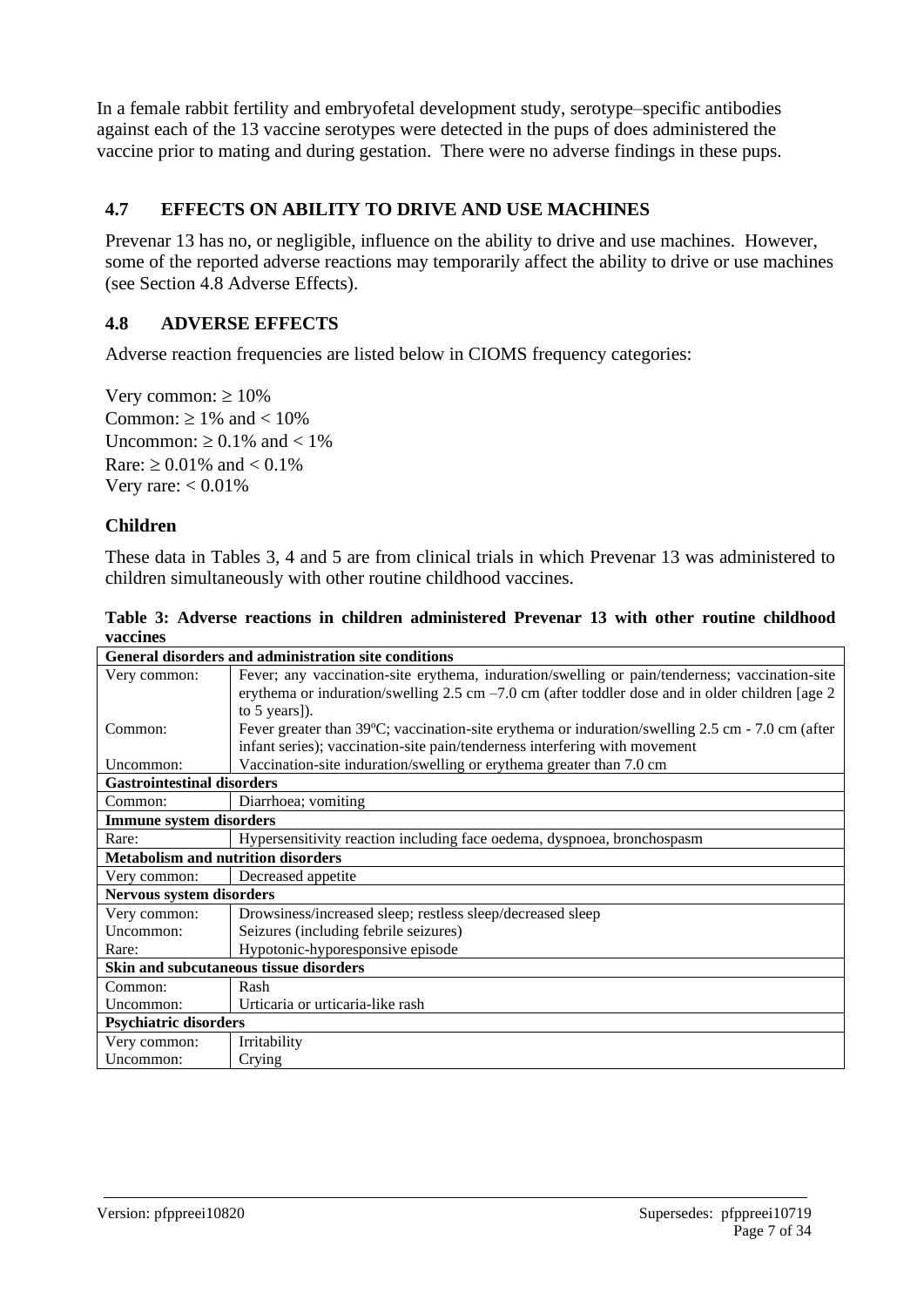In a female rabbit fertility and embryofetal development study, serotype–specific antibodies against each of the 13 vaccine serotypes were detected in the pups of does administered the vaccine prior to mating and during gestation. There were no adverse findings in these pups.

## 4.7 EFFECTS ON ABILITY TO DRIVE AND USE MACHINES

Prevenar 13 has no, or negligible, influence on the ability to drive and use machines. However, some of the reported adverse reactions may temporarily affect the ability to drive or use machines (see Section 4.8 Adverse Effects).

## 4.8 ADVERSE EFFECTS

Adverse reaction frequencies are listed below in CIOMS frequency categories:

Very common: ≥ 10%
Common: ≥ 1% and < 10%
Uncommon: ≥ 0.1% and < 1%
Rare: ≥ 0.01% and < 0.1%
Very rare: < 0.01%

### Children

These data in Tables 3, 4 and 5 are from clinical trials in which Prevenar 13 was administered to children simultaneously with other routine childhood vaccines.

**Table 3: Adverse reactions in children administered Prevenar 13 with other routine childhood vaccines**

| **General disorders and administration site conditions** | |
|---|---|
| Very common: | Fever; any vaccination-site erythema, induration/swelling or pain/tenderness; vaccination-site erythema or induration/swelling 2.5 cm –7.0 cm (after toddler dose and in older children [age 2 to 5 years]). |
| Common: | Fever greater than 39ºC; vaccination-site erythema or induration/swelling 2.5 cm - 7.0 cm (after infant series); vaccination-site pain/tenderness interfering with movement |
| Uncommon: | Vaccination-site induration/swelling or erythema greater than 7.0 cm |
| **Gastrointestinal disorders** | |
| Common: | Diarrhoea; vomiting |
| **Immune system disorders** | |
| Rare: | Hypersensitivity reaction including face oedema, dyspnoea, bronchospasm |
| **Metabolism and nutrition disorders** | |
| Very common: | Decreased appetite |
| **Nervous system disorders** | |
| Very common: | Drowsiness/increased sleep; restless sleep/decreased sleep |
| Uncommon: | Seizures (including febrile seizures) |
| Rare: | Hypotonic-hyporesponsive episode |
| **Skin and subcutaneous tissue disorders** | |
| Common: | Rash |
| Uncommon: | Urticaria or urticaria-like rash |
| **Psychiatric disorders** | |
| Very common: | Irritability |
| Uncommon: | Crying |

Version: pfppreei10820 Supersedes: pfppreei10719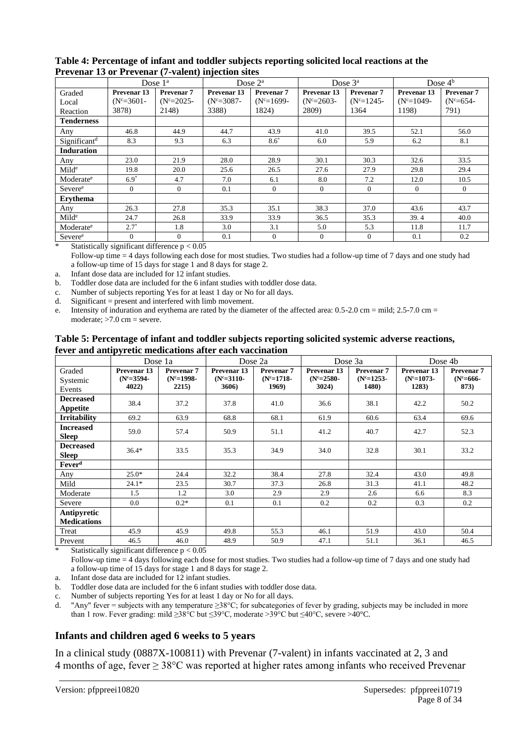**Table 4: Percentage of infant and toddler subjects reporting solicited local reactions at the Prevenar 13 or Prevenar (7-valent) injection sites**

| | Dose 1[a] | | Dose 2[a] | | Dose 3[a] | | Dose 4[b] | |
|---|---|---|---|---|---|---|---|---|
| Graded Local Reaction | **Prevenar 13** (N[c]=3601-3878) | **Prevenar 7** (N[c]=2025-2148) | **Prevenar 13** (N[c]=3087-3388) | **Prevenar 7** (N[c]=1699-1824) | **Prevenar 13** (N[c]=2603-2809) | **Prevenar 7** (N[c]=1245-1364 | **Prevenar 13** (N[c]=1049-1198) | **Prevenar 7** (N[c]=654-791) |
| **Tenderness** | | | | | | | | |
| Any | 46.8 | 44.9 | 44.7 | 43.9 | 41.0 | 39.5 | 52.1 | 56.0 |
| Significant[d] | 8.3 | 9.3 | 6.3 | 8.6* | 6.0 | 5.9 | 6.2 | 8.1 |
| **Induration** | | | | | | | | |
| Any | 23.0 | 21.9 | 28.0 | 28.9 | 30.1 | 30.3 | 32.6 | 33.5 |
| Mild[e] | 19.8 | 20.0 | 25.6 | 26.5 | 27.6 | 27.9 | 29.8 | 29.4 |
| Moderate[e] | 6.9* | 4.7 | 7.0 | 6.1 | 8.0 | 7.2 | 12.0 | 10.5 |
| Severe[e] | 0 | 0 | 0.1 | 0 | 0 | 0 | 0 | 0 |
| **Erythema** | | | | | | | | |
| Any | 26.3 | 27.8 | 35.3 | 35.1 | 38.3 | 37.0 | 43.6 | 43.7 |
| Mild[e] | 24.7 | 26.8 | 33.9 | 33.9 | 36.5 | 35.3 | 39. 4 | 40.0 |
| Moderate[e] | 2.7* | 1.8 | 3.0 | 3.1 | 5.0 | 5.3 | 11.8 | 11.7 |
| Severe[e] | 0 | 0 | 0.1 | 0 | 0 | 0 | 0.1 | 0.2 |

\* Statistically significant difference $p < 0.05$

Follow-up time = 4 days following each dose for most studies. Two studies had a follow-up time of 7 days and one study had a follow-up time of 15 days for stage 1 and 8 days for stage 2.

a. Infant dose data are included for 12 infant studies.
b. Toddler dose data are included for the 6 infant studies with toddler dose data.
c. Number of subjects reporting Yes for at least 1 day or No for all days.
d. Significant = present and interfered with limb movement.
e. Intensity of induration and erythema are rated by the diameter of the affected area: 0.5-2.0 cm = mild; 2.5-7.0 cm = moderate; >7.0 cm = severe.

**Table 5: Percentage of infant and toddler subjects reporting solicited systemic adverse reactions, fever and antipyretic medications after each vaccination**

| | Dose 1a | | Dose 2a | | Dose 3a | | Dose 4b | |
|---|---|---|---|---|---|---|---|---|
| Graded Systemic Events | **Prevenar 13 (N[c]=3594-4022)** | **Prevenar 7 (N[c]=1998-2215)** | **Prevenar 13 (N[c]=3110-3606)** | **Prevenar 7 (N[c]=1718-1969)** | **Prevenar 13 (N[c]=2580-3024)** | **Prevenar 7 (N[c]=1253-1480)** | **Prevenar 13 (N[c]=1073-1283)** | **Prevenar 7 (N[c]=666-873)** |
| **Decreased Appetite** | 38.4 | 37.2 | 37.8 | 41.0 | 36.6 | 38.1 | 42.2 | 50.2 |
| **Irritability** | 69.2 | 63.9 | 68.8 | 68.1 | 61.9 | 60.6 | 63.4 | 69.6 |
| **Increased Sleep** | 59.0 | 57.4 | 50.9 | 51.1 | 41.2 | 40.7 | 42.7 | 52.3 |
| **Decreased Sleep** | 36.4* | 33.5 | 35.3 | 34.9 | 34.0 | 32.8 | 30.1 | 33.2 |
| **Fever[d]** | | | | | | | | |
| Any | 25.0* | 24.4 | 32.2 | 38.4 | 27.8 | 32.4 | 43.0 | 49.8 |
| Mild | 24.1* | 23.5 | 30.7 | 37.3 | 26.8 | 31.3 | 41.1 | 48.2 |
| Moderate | 1.5 | 1.2 | 3.0 | 2.9 | 2.9 | 2.6 | 6.6 | 8.3 |
| Severe | 0.0 | 0.2* | 0.1 | 0.1 | 0.2 | 0.2 | 0.3 | 0.2 |
| **Antipyretic Medications** | | | | | | | | |
| Treat | 45.9 | 45.9 | 49.8 | 55.3 | 46.1 | 51.9 | 43.0 | 50.4 |
| Prevent | 46.5 | 46.0 | 48.9 | 50.9 | 47.1 | 51.1 | 36.1 | 46.5 |

\* Statistically significant difference $p < 0.05$

Follow-up time = 4 days following each dose for most studies. Two studies had a follow-up time of 7 days and one study had a follow-up time of 15 days for stage 1 and 8 days for stage 2.

a. Infant dose data are included for 12 infant studies.
b. Toddler dose data are included for the 6 infant studies with toddler dose data.
c. Number of subjects reporting Yes for at least 1 day or No for all days.
d. "Any" fever = subjects with any temperature ≥38°C; for subcategories of fever by grading, subjects may be included in more than 1 row. Fever grading: mild ≥38°C but ≤39°C, moderate >39°C but ≤40°C, severe >40°C.

## Infants and children aged 6 weeks to 5 years

In a clinical study (0887X-100811) with Prevenar (7-valent) in infants vaccinated at 2, 3 and 4 months of age, fever ≥ 38°C was reported at higher rates among infants who received Prevenar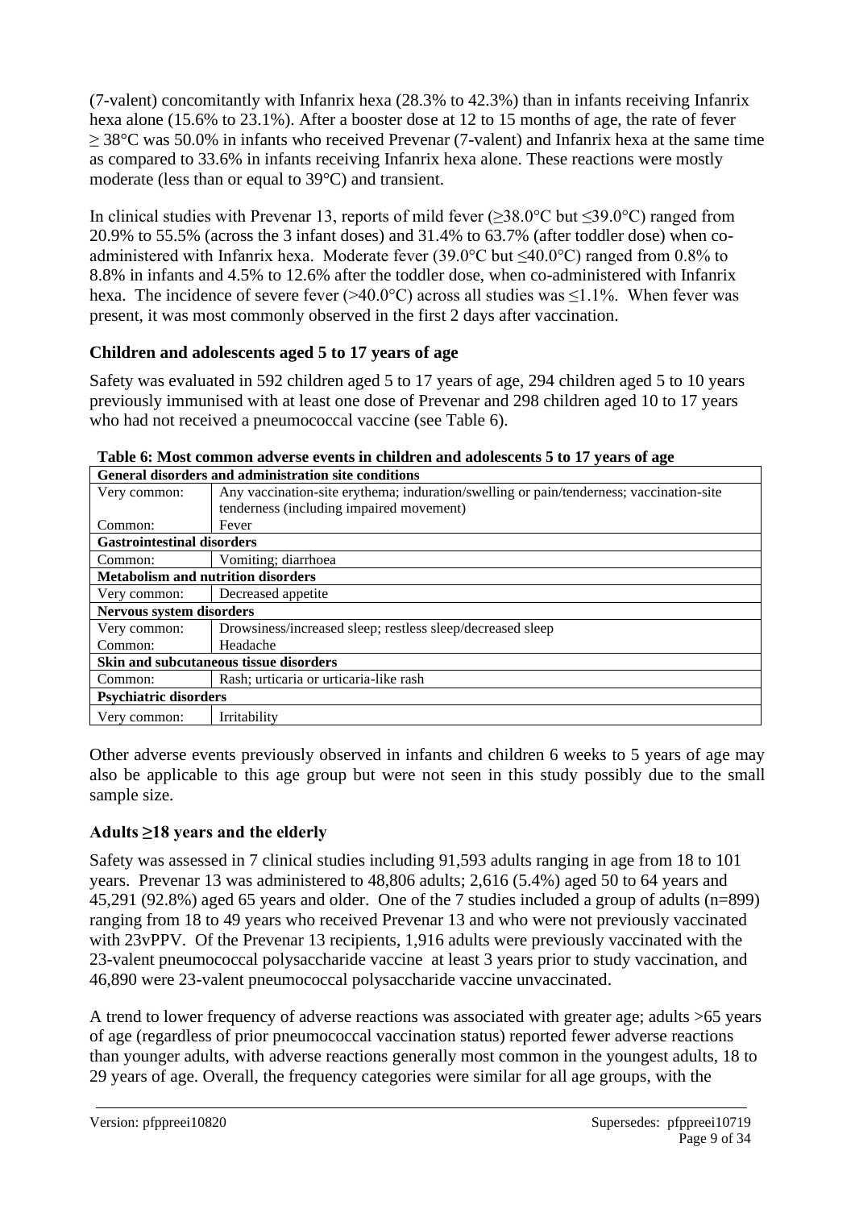(7-valent) concomitantly with Infanrix hexa (28.3% to 42.3%) than in infants receiving Infanrix hexa alone (15.6% to 23.1%). After a booster dose at 12 to 15 months of age, the rate of fever ≥ 38°C was 50.0% in infants who received Prevenar (7-valent) and Infanrix hexa at the same time as compared to 33.6% in infants receiving Infanrix hexa alone. These reactions were mostly moderate (less than or equal to 39°C) and transient.

In clinical studies with Prevenar 13, reports of mild fever (≥38.0°C but ≤39.0°C) ranged from 20.9% to 55.5% (across the 3 infant doses) and 31.4% to 63.7% (after toddler dose) when co-administered with Infanrix hexa. Moderate fever (39.0°C but ≤40.0°C) ranged from 0.8% to 8.8% in infants and 4.5% to 12.6% after the toddler dose, when co-administered with Infanrix hexa. The incidence of severe fever (>40.0°C) across all studies was ≤1.1%. When fever was present, it was most commonly observed in the first 2 days after vaccination.

### Children and adolescents aged 5 to 17 years of age

Safety was evaluated in 592 children aged 5 to 17 years of age, 294 children aged 5 to 10 years previously immunised with at least one dose of Prevenar and 298 children aged 10 to 17 years who had not received a pneumococcal vaccine (see Table 6).

**Table 6: Most common adverse events in children and adolescents 5 to 17 years of age**

| **General disorders and administration site conditions** | |
|---|---|
| Very common: | Any vaccination-site erythema; induration/swelling or pain/tenderness; vaccination-site tenderness (including impaired movement) |
| Common: | Fever |
| **Gastrointestinal disorders** | |
| Common: | Vomiting; diarrhoea |
| **Metabolism and nutrition disorders** | |
| Very common: | Decreased appetite |
| **Nervous system disorders** | |
| Very common: | Drowsiness/increased sleep; restless sleep/decreased sleep |
| Common: | Headache |
| **Skin and subcutaneous tissue disorders** | |
| Common: | Rash; urticaria or urticaria-like rash |
| **Psychiatric disorders** | |
| Very common: | Irritability |

Other adverse events previously observed in infants and children 6 weeks to 5 years of age may also be applicable to this age group but were not seen in this study possibly due to the small sample size.

### Adults ≥18 years and the elderly

Safety was assessed in 7 clinical studies including 91,593 adults ranging in age from 18 to 101 years. Prevenar 13 was administered to 48,806 adults; 2,616 (5.4%) aged 50 to 64 years and 45,291 (92.8%) aged 65 years and older. One of the 7 studies included a group of adults (n=899) ranging from 18 to 49 years who received Prevenar 13 and who were not previously vaccinated with 23vPPV. Of the Prevenar 13 recipients, 1,916 adults were previously vaccinated with the 23-valent pneumococcal polysaccharide vaccine at least 3 years prior to study vaccination, and 46,890 were 23-valent pneumococcal polysaccharide vaccine unvaccinated.

A trend to lower frequency of adverse reactions was associated with greater age; adults >65 years of age (regardless of prior pneumococcal vaccination status) reported fewer adverse reactions than younger adults, with adverse reactions generally most common in the youngest adults, 18 to 29 years of age. Overall, the frequency categories were similar for all age groups, with the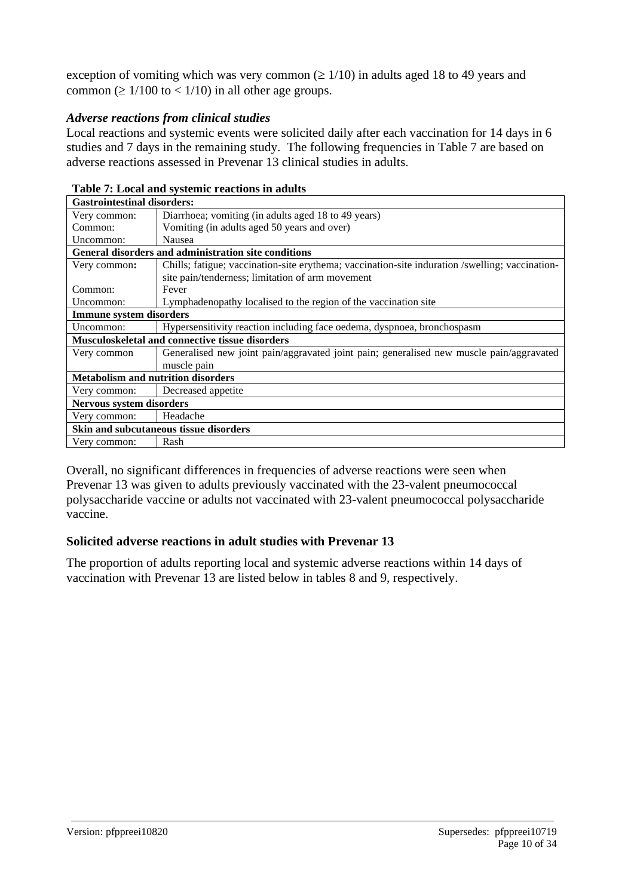exception of vomiting which was very common ($\geq 1/10$) in adults aged 18 to 49 years and common ($\geq 1/100$ to $< 1/10$) in all other age groups.

### *Adverse reactions from clinical studies*

Local reactions and systemic events were solicited daily after each vaccination for 14 days in 6 studies and 7 days in the remaining study. The following frequencies in Table 7 are based on adverse reactions assessed in Prevenar 13 clinical studies in adults.

**Table 7: Local and systemic reactions in adults**

| **Gastrointestinal disorders:** | |
|---|---|
| Very common: | Diarrhoea; vomiting (in adults aged 18 to 49 years) |
| Common: | Vomiting (in adults aged 50 years and over) |
| Uncommon: | Nausea |
| **General disorders and administration site conditions** | |
| Very common**:** | Chills; fatigue; vaccination-site erythema; vaccination-site induration /swelling; vaccination-site pain/tenderness; limitation of arm movement |
| Common: | Fever |
| Uncommon: | Lymphadenopathy localised to the region of the vaccination site |
| **Immune system disorders** | |
| Uncommon: | Hypersensitivity reaction including face oedema, dyspnoea, bronchospasm |
| **Musculoskeletal and connective tissue disorders** | |
| Very common | Generalised new joint pain/aggravated joint pain; generalised new muscle pain/aggravated muscle pain |
| **Metabolism and nutrition disorders** | |
| Very common: | Decreased appetite |
| **Nervous system disorders** | |
| Very common: | Headache |
| **Skin and subcutaneous tissue disorders** | |
| Very common: | Rash |

Overall, no significant differences in frequencies of adverse reactions were seen when Prevenar 13 was given to adults previously vaccinated with the 23-valent pneumococcal polysaccharide vaccine or adults not vaccinated with 23-valent pneumococcal polysaccharide vaccine.

### Solicited adverse reactions in adult studies with Prevenar 13

The proportion of adults reporting local and systemic adverse reactions within 14 days of vaccination with Prevenar 13 are listed below in tables 8 and 9, respectively.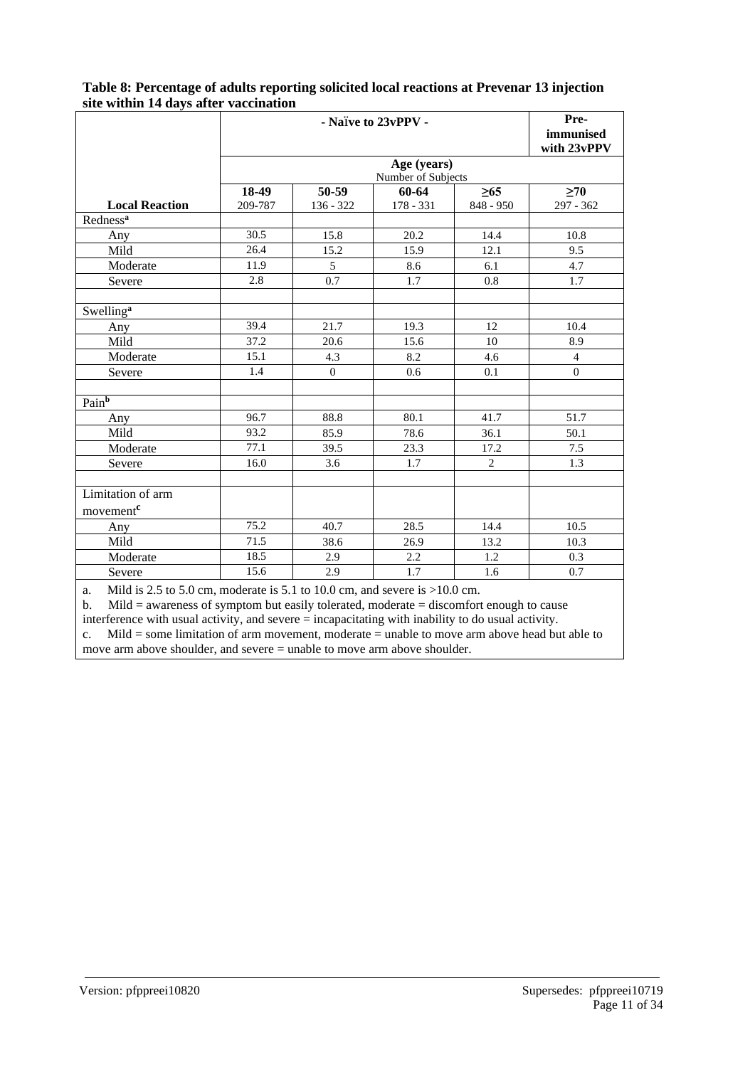**Table 8: Percentage of adults reporting solicited local reactions at Prevenar 13 injection site within 14 days after vaccination**

| | - Naïve to 23vPPV - | | | | Pre-immunised with 23vPPV |
|---|---|---|---|---|---|
| | Age (years) Number of Subjects | | | | |
| **Local Reaction** | **18-49** 209-787 | **50-59** 136 - 322 | **60-64** 178 - 331 | **≥65** 848 - 950 | **≥70** 297 - 362 |
| Redness[a] | | | | | |
| Any | 30.5 | 15.8 | 20.2 | 14.4 | 10.8 |
| Mild | 26.4 | 15.2 | 15.9 | 12.1 | 9.5 |
| Moderate | 11.9 | 5 | 8.6 | 6.1 | 4.7 |
| Severe | 2.8 | 0.7 | 1.7 | 0.8 | 1.7 |
| | | | | | |
| Swelling[a] | | | | | |
| Any | 39.4 | 21.7 | 19.3 | 12 | 10.4 |
| Mild | 37.2 | 20.6 | 15.6 | 10 | 8.9 |
| Moderate | 15.1 | 4.3 | 8.2 | 4.6 | 4 |
| Severe | 1.4 | 0 | 0.6 | 0.1 | 0 |
| | | | | | |
| Pain[b] | | | | | |
| Any | 96.7 | 88.8 | 80.1 | 41.7 | 51.7 |
| Mild | 93.2 | 85.9 | 78.6 | 36.1 | 50.1 |
| Moderate | 77.1 | 39.5 | 23.3 | 17.2 | 7.5 |
| Severe | 16.0 | 3.6 | 1.7 | 2 | 1.3 |
| | | | | | |
| Limitation of arm movement[c] | | | | | |
| Any | 75.2 | 40.7 | 28.5 | 14.4 | 10.5 |
| Mild | 71.5 | 38.6 | 26.9 | 13.2 | 10.3 |
| Moderate | 18.5 | 2.9 | 2.2 | 1.2 | 0.3 |
| Severe | 15.6 | 2.9 | 1.7 | 1.6 | 0.7 |

a. Mild is 2.5 to 5.0 cm, moderate is 5.1 to 10.0 cm, and severe is >10.0 cm.
b. Mild = awareness of symptom but easily tolerated, moderate = discomfort enough to cause interference with usual activity, and severe = incapacitating with inability to do usual activity.
c. Mild = some limitation of arm movement, moderate = unable to move arm above head but able to move arm above shoulder, and severe = unable to move arm above shoulder.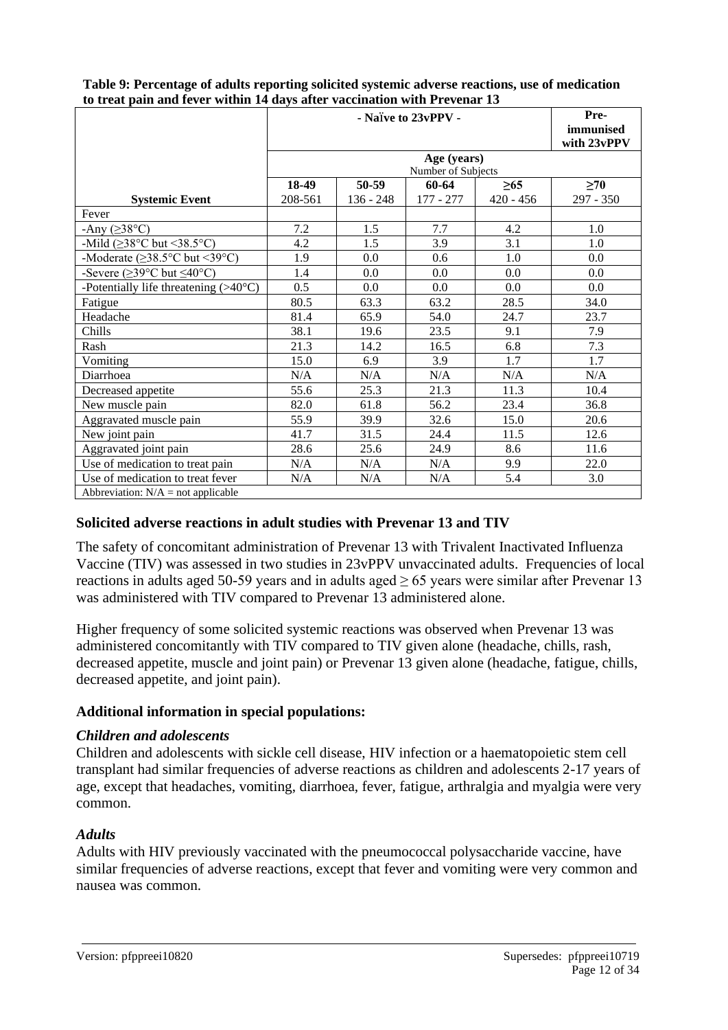**Table 9: Percentage of adults reporting solicited systemic adverse reactions, use of medication to treat pain and fever within 14 days after vaccination with Prevenar 13**

| | - Naïve to 23vPPV - | | | | Pre-immunised with 23vPPV |
|---|---|---|---|---|---|
| | Age (years) Number of Subjects | | | | |
| | 18-49 | 50-59 | 60-64 | ≥65 | ≥70 |
| **Systemic Event** | 208-561 | 136 - 248 | 177 - 277 | 420 - 456 | 297 - 350 |
| Fever | | | | | |
| -Any (≥38°C) | 7.2 | 1.5 | 7.7 | 4.2 | 1.0 |
| -Mild (≥38°C but <38.5°C) | 4.2 | 1.5 | 3.9 | 3.1 | 1.0 |
| -Moderate (≥38.5°C but <39°C) | 1.9 | 0.0 | 0.6 | 1.0 | 0.0 |
| -Severe (≥39°C but ≤40°C) | 1.4 | 0.0 | 0.0 | 0.0 | 0.0 |
| -Potentially life threatening (>40°C) | 0.5 | 0.0 | 0.0 | 0.0 | 0.0 |
| Fatigue | 80.5 | 63.3 | 63.2 | 28.5 | 34.0 |
| Headache | 81.4 | 65.9 | 54.0 | 24.7 | 23.7 |
| Chills | 38.1 | 19.6 | 23.5 | 9.1 | 7.9 |
| Rash | 21.3 | 14.2 | 16.5 | 6.8 | 7.3 |
| Vomiting | 15.0 | 6.9 | 3.9 | 1.7 | 1.7 |
| Diarrhoea | N/A | N/A | N/A | N/A | N/A |
| Decreased appetite | 55.6 | 25.3 | 21.3 | 11.3 | 10.4 |
| New muscle pain | 82.0 | 61.8 | 56.2 | 23.4 | 36.8 |
| Aggravated muscle pain | 55.9 | 39.9 | 32.6 | 15.0 | 20.6 |
| New joint pain | 41.7 | 31.5 | 24.4 | 11.5 | 12.6 |
| Aggravated joint pain | 28.6 | 25.6 | 24.9 | 8.6 | 11.6 |
| Use of medication to treat pain | N/A | N/A | N/A | 9.9 | 22.0 |
| Use of medication to treat fever | N/A | N/A | N/A | 5.4 | 3.0 |

Abbreviation: N/A = not applicable

### Solicited adverse reactions in adult studies with Prevenar 13 and TIV

The safety of concomitant administration of Prevenar 13 with Trivalent Inactivated Influenza Vaccine (TIV) was assessed in two studies in 23vPPV unvaccinated adults. Frequencies of local reactions in adults aged 50-59 years and in adults aged ≥ 65 years were similar after Prevenar 13 was administered with TIV compared to Prevenar 13 administered alone.

Higher frequency of some solicited systemic reactions was observed when Prevenar 13 was administered concomitantly with TIV compared to TIV given alone (headache, chills, rash, decreased appetite, muscle and joint pain) or Prevenar 13 given alone (headache, fatigue, chills, decreased appetite, and joint pain).

### Additional information in special populations:

#### *Children and adolescents*

Children and adolescents with sickle cell disease, HIV infection or a haematopoietic stem cell transplant had similar frequencies of adverse reactions as children and adolescents 2-17 years of age, except that headaches, vomiting, diarrhoea, fever, fatigue, arthralgia and myalgia were very common.

#### *Adults*

Adults with HIV previously vaccinated with the pneumococcal polysaccharide vaccine, have similar frequencies of adverse reactions, except that fever and vomiting were very common and nausea was common.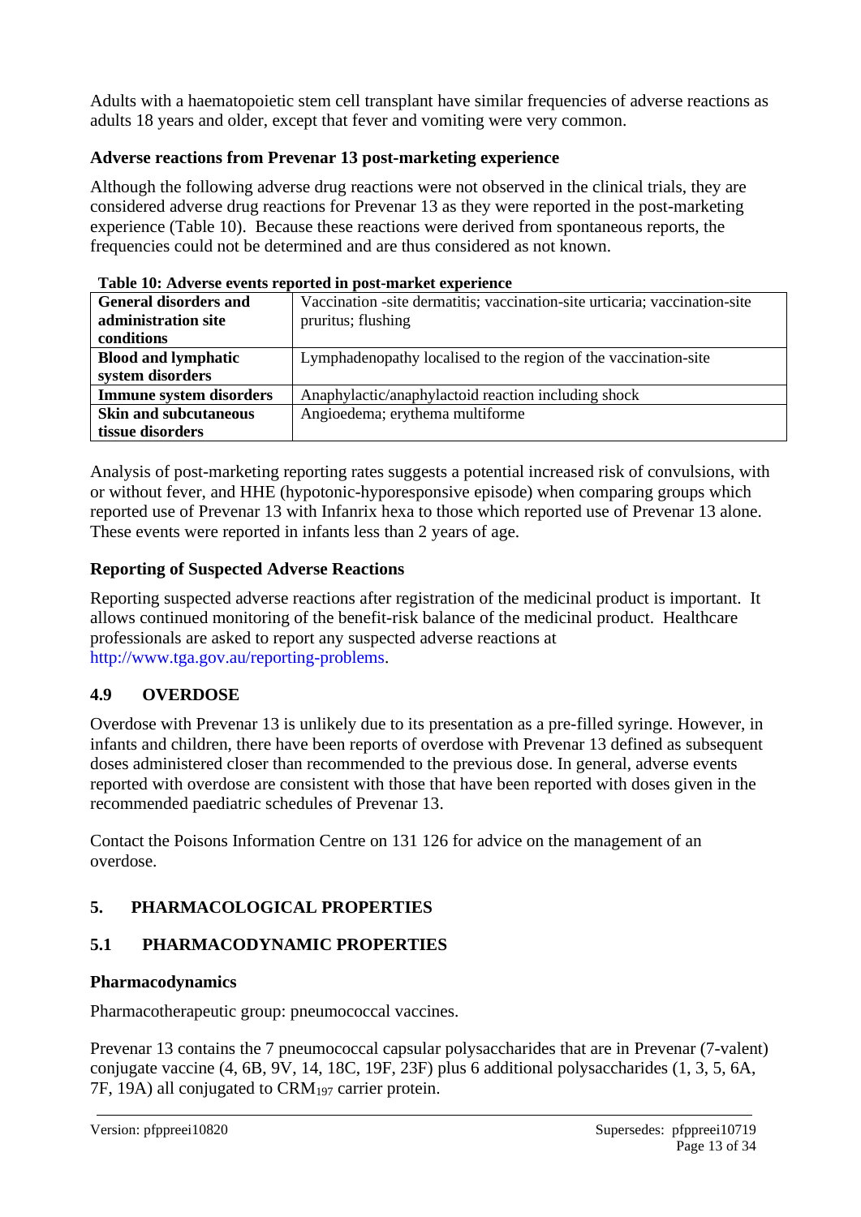Adults with a haematopoietic stem cell transplant have similar frequencies of adverse reactions as adults 18 years and older, except that fever and vomiting were very common.

### Adverse reactions from Prevenar 13 post-marketing experience

Although the following adverse drug reactions were not observed in the clinical trials, they are considered adverse drug reactions for Prevenar 13 as they were reported in the post-marketing experience (Table 10). Because these reactions were derived from spontaneous reports, the frequencies could not be determined and are thus considered as not known.

**Table 10: Adverse events reported in post-market experience**

| | |
|---|---|
| **General disorders and administration site conditions** | Vaccination -site dermatitis; vaccination-site urticaria; vaccination-site pruritus; flushing |
| **Blood and lymphatic system disorders** | Lymphadenopathy localised to the region of the vaccination-site |
| **Immune system disorders** | Anaphylactic/anaphylactoid reaction including shock |
| **Skin and subcutaneous tissue disorders** | Angioedema; erythema multiforme |

Analysis of post-marketing reporting rates suggests a potential increased risk of convulsions, with or without fever, and HHE (hypotonic-hyporesponsive episode) when comparing groups which reported use of Prevenar 13 with Infanrix hexa to those which reported use of Prevenar 13 alone. These events were reported in infants less than 2 years of age.

### Reporting of Suspected Adverse Reactions

Reporting suspected adverse reactions after registration of the medicinal product is important. It allows continued monitoring of the benefit-risk balance of the medicinal product. Healthcare professionals are asked to report any suspected adverse reactions at http://www.tga.gov.au/reporting-problems.

## 4.9 OVERDOSE

Overdose with Prevenar 13 is unlikely due to its presentation as a pre-filled syringe. However, in infants and children, there have been reports of overdose with Prevenar 13 defined as subsequent doses administered closer than recommended to the previous dose. In general, adverse events reported with overdose are consistent with those that have been reported with doses given in the recommended paediatric schedules of Prevenar 13.

Contact the Poisons Information Centre on 131 126 for advice on the management of an overdose.

# 5. PHARMACOLOGICAL PROPERTIES

## 5.1 PHARMACODYNAMIC PROPERTIES

### Pharmacodynamics

Pharmacotherapeutic group: pneumococcal vaccines.

Prevenar 13 contains the 7 pneumococcal capsular polysaccharides that are in Prevenar (7-valent) conjugate vaccine (4, 6B, 9V, 14, 18C, 19F, 23F) plus 6 additional polysaccharides (1, 3, 5, 6A, 7F, 19A) all conjugated to $CRM_{197}$ carrier protein.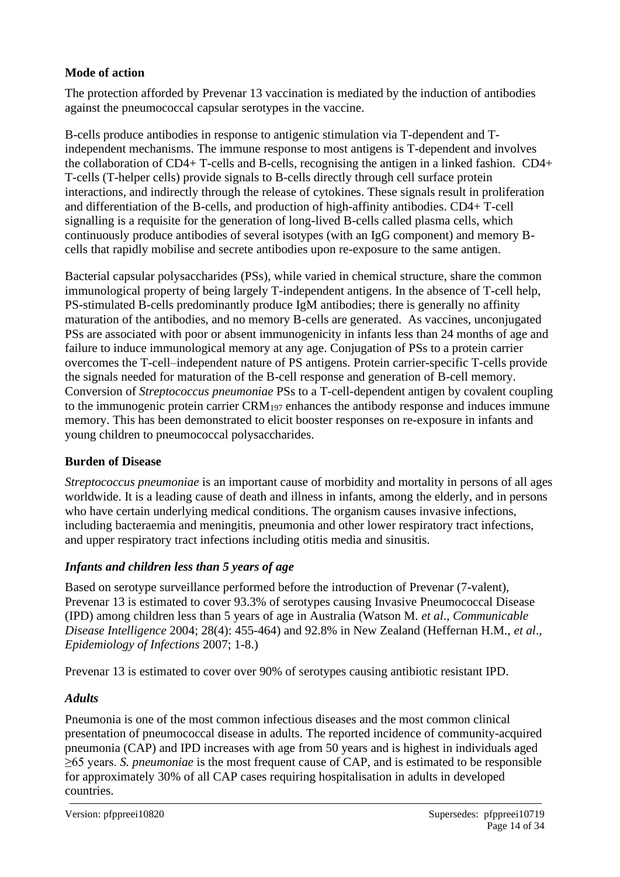**Mode of action**

The protection afforded by Prevenar 13 vaccination is mediated by the induction of antibodies against the pneumococcal capsular serotypes in the vaccine.

B-cells produce antibodies in response to antigenic stimulation via T-dependent and T-independent mechanisms. The immune response to most antigens is T-dependent and involves the collaboration of CD4+ T-cells and B-cells, recognising the antigen in a linked fashion. CD4+ T-cells (T-helper cells) provide signals to B-cells directly through cell surface protein interactions, and indirectly through the release of cytokines. These signals result in proliferation and differentiation of the B-cells, and production of high-affinity antibodies. CD4+ T-cell signalling is a requisite for the generation of long-lived B-cells called plasma cells, which continuously produce antibodies of several isotypes (with an IgG component) and memory B-cells that rapidly mobilise and secrete antibodies upon re-exposure to the same antigen.

Bacterial capsular polysaccharides (PSs), while varied in chemical structure, share the common immunological property of being largely T-independent antigens. In the absence of T-cell help, PS-stimulated B-cells predominantly produce IgM antibodies; there is generally no affinity maturation of the antibodies, and no memory B-cells are generated. As vaccines, unconjugated PSs are associated with poor or absent immunogenicity in infants less than 24 months of age and failure to induce immunological memory at any age. Conjugation of PSs to a protein carrier overcomes the T-cell–independent nature of PS antigens. Protein carrier-specific T-cells provide the signals needed for maturation of the B-cell response and generation of B-cell memory. Conversion of *Streptococcus pneumoniae* PSs to a T-cell-dependent antigen by covalent coupling to the immunogenic protein carrier $CRM_{197}$ enhances the antibody response and induces immune memory. This has been demonstrated to elicit booster responses on re-exposure in infants and young children to pneumococcal polysaccharides.

**Burden of Disease**

*Streptococcus pneumoniae* is an important cause of morbidity and mortality in persons of all ages worldwide. It is a leading cause of death and illness in infants, among the elderly, and in persons who have certain underlying medical conditions. The organism causes invasive infections, including bacteraemia and meningitis, pneumonia and other lower respiratory tract infections, and upper respiratory tract infections including otitis media and sinusitis.

***Infants and children less than 5 years of age***

Based on serotype surveillance performed before the introduction of Prevenar (7-valent), Prevenar 13 is estimated to cover 93.3% of serotypes causing Invasive Pneumococcal Disease (IPD) among children less than 5 years of age in Australia (Watson M. *et al*., *Communicable Disease Intelligence* 2004; 28(4): 455-464) and 92.8% in New Zealand (Heffernan H.M., *et al*., *Epidemiology of Infections* 2007; 1-8.)

Prevenar 13 is estimated to cover over 90% of serotypes causing antibiotic resistant IPD.

***Adults***

Pneumonia is one of the most common infectious diseases and the most common clinical presentation of pneumococcal disease in adults. The reported incidence of community-acquired pneumonia (CAP) and IPD increases with age from 50 years and is highest in individuals aged ≥65 years. *S. pneumoniae* is the most frequent cause of CAP, and is estimated to be responsible for approximately 30% of all CAP cases requiring hospitalisation in adults in developed countries.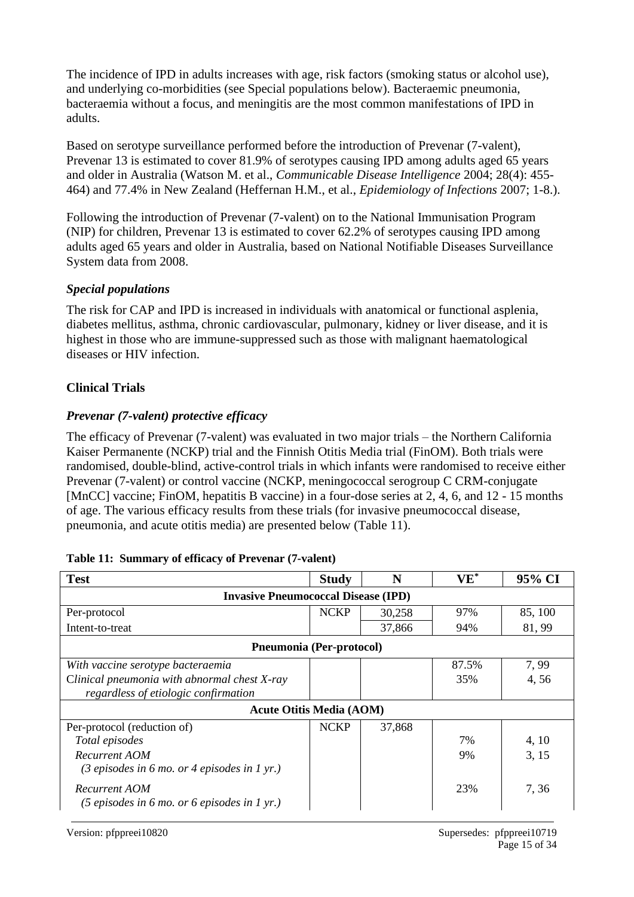The incidence of IPD in adults increases with age, risk factors (smoking status or alcohol use), and underlying co-morbidities (see Special populations below). Bacteraemic pneumonia, bacteraemia without a focus, and meningitis are the most common manifestations of IPD in adults.

Based on serotype surveillance performed before the introduction of Prevenar (7-valent), Prevenar 13 is estimated to cover 81.9% of serotypes causing IPD among adults aged 65 years and older in Australia (Watson M. et al., *Communicable Disease Intelligence* 2004; 28(4): 455-464) and 77.4% in New Zealand (Heffernan H.M., et al., *Epidemiology of Infections* 2007; 1-8.).

Following the introduction of Prevenar (7-valent) on to the National Immunisation Program (NIP) for children, Prevenar 13 is estimated to cover 62.2% of serotypes causing IPD among adults aged 65 years and older in Australia, based on National Notifiable Diseases Surveillance System data from 2008.

### *Special populations*

The risk for CAP and IPD is increased in individuals with anatomical or functional asplenia, diabetes mellitus, asthma, chronic cardiovascular, pulmonary, kidney or liver disease, and it is highest in those who are immune-suppressed such as those with malignant haematological diseases or HIV infection.

## Clinical Trials

### *Prevenar (7-valent) protective efficacy*

The efficacy of Prevenar (7-valent) was evaluated in two major trials – the Northern California Kaiser Permanente (NCKP) trial and the Finnish Otitis Media trial (FinOM). Both trials were randomised, double-blind, active-control trials in which infants were randomised to receive either Prevenar (7-valent) or control vaccine (NCKP, meningococcal serogroup C CRM-conjugate [MnCC] vaccine; FinOM, hepatitis B vaccine) in a four-dose series at 2, 4, 6, and 12 - 15 months of age. The various efficacy results from these trials (for invasive pneumococcal disease, pneumonia, and acute otitis media) are presented below (Table 11).

**Table 11: Summary of efficacy of Prevenar (7-valent)**

| Test | Study | N | VE* | 95% CI |
|---|---|---|---|---|
| **Invasive Pneumococcal Disease (IPD)** | | | | |
| Per-protocol | NCKP | 30,258 | 97% | 85, 100 |
| Intent-to-treat | | 37,866 | 94% | 81, 99 |
| **Pneumonia (Per-protocol)** | | | | |
| *With vaccine serotype bacteraemia* | | | 87.5% | 7, 99 |
| *Clinical pneumonia with abnormal chest X-ray regardless of etiologic confirmation* | | | 35% | 4, 56 |
| **Acute Otitis Media (AOM)** | | | | |
| Per-protocol (reduction of) | NCKP | 37,868 | | |
| *Total episodes* | | | 7% | 4, 10 |
| *Recurrent AOM (3 episodes in 6 mo. or 4 episodes in 1 yr.)* | | | 9% | 3, 15 |
| *Recurrent AOM (5 episodes in 6 mo. or 6 episodes in 1 yr.)* | | | 23% | 7, 36 |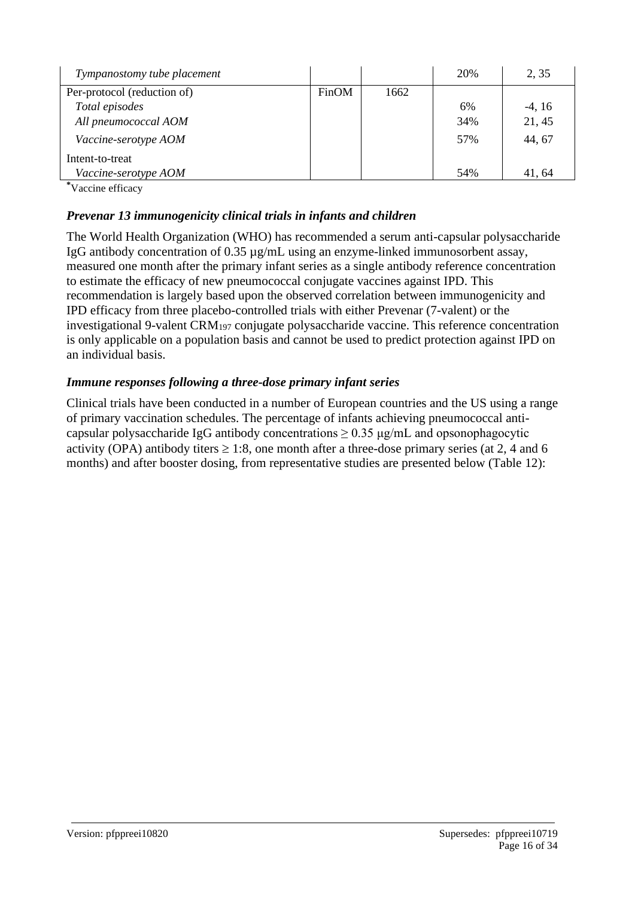| | | | | |
|---|---|---|---|---|
| *Tympanostomy tube placement* | | | 20% | 2, 35 |
| Per-protocol (reduction of) | FinOM | 1662 | | |
| *Total episodes* | | | 6% | -4, 16 |
| *All pneumococcal AOM* | | | 34% | 21, 45 |
| *Vaccine-serotype AOM* | | | 57% | 44, 67 |
| Intent-to-treat | | | | |
| *Vaccine-serotype AOM* | | | 54% | 41, 64 |

*Vaccine efficacy

### *Prevenar 13 immunogenicity clinical trials in infants and children*

The World Health Organization (WHO) has recommended a serum anti-capsular polysaccharide IgG antibody concentration of 0.35 µg/mL using an enzyme-linked immunosorbent assay, measured one month after the primary infant series as a single antibody reference concentration to estimate the efficacy of new pneumococcal conjugate vaccines against IPD. This recommendation is largely based upon the observed correlation between immunogenicity and IPD efficacy from three placebo-controlled trials with either Prevenar (7-valent) or the investigational 9-valent $CRM_{197}$ conjugate polysaccharide vaccine. This reference concentration is only applicable on a population basis and cannot be used to predict protection against IPD on an individual basis.

### *Immune responses following a three-dose primary infant series*

Clinical trials have been conducted in a number of European countries and the US using a range of primary vaccination schedules. The percentage of infants achieving pneumococcal anti-capsular polysaccharide IgG antibody concentrations ≥ 0.35 µg/mL and opsonophagocytic activity (OPA) antibody titers ≥ 1:8, one month after a three-dose primary series (at 2, 4 and 6 months) and after booster dosing, from representative studies are presented below (Table 12):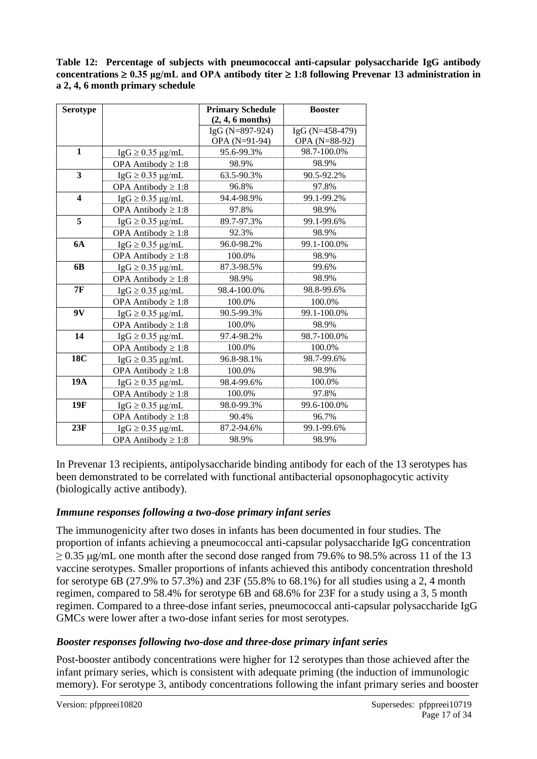**Table 12: Percentage of subjects with pneumococcal anti-capsular polysaccharide IgG antibody concentrations ≥ 0.35 µg/mL and OPA antibody titer ≥ 1:8 following Prevenar 13 administration in a 2, 4, 6 month primary schedule**

| Serotype | | Primary Schedule (2, 4, 6 months) | Booster |
|---|---|---|---|
| | | IgG (N=897-924) OPA (N=91-94) | IgG (N=458-479) OPA (N=88-92) |
| **1** | IgG ≥ 0.35 µg/mL | 95.6-99.3% | 98.7-100.0% |
| | OPA Antibody ≥ 1:8 | 98.9% | 98.9% |
| **3** | IgG ≥ 0.35 µg/mL | 63.5-90.3% | 90.5-92.2% |
| | OPA Antibody ≥ 1:8 | 96.8% | 97.8% |
| **4** | IgG ≥ 0.35 µg/mL | 94.4-98.9% | 99.1-99.2% |
| | OPA Antibody ≥ 1:8 | 97.8% | 98.9% |
| **5** | IgG ≥ 0.35 µg/mL | 89.7-97.3% | 99.1-99.6% |
| | OPA Antibody ≥ 1:8 | 92.3% | 98.9% |
| **6A** | IgG ≥ 0.35 µg/mL | 96.0-98.2% | 99.1-100.0% |
| | OPA Antibody ≥ 1:8 | 100.0% | 98.9% |
| **6B** | IgG ≥ 0.35 µg/mL | 87.3-98.5% | 99.6% |
| | OPA Antibody ≥ 1:8 | 98.9% | 98.9% |
| **7F** | IgG ≥ 0.35 µg/mL | 98.4-100.0% | 98.8-99.6% |
| | OPA Antibody ≥ 1:8 | 100.0% | 100.0% |
| **9V** | IgG ≥ 0.35 µg/mL | 90.5-99.3% | 99.1-100.0% |
| | OPA Antibody ≥ 1:8 | 100.0% | 98.9% |
| **14** | IgG ≥ 0.35 µg/mL | 97.4-98.2% | 98.7-100.0% |
| | OPA Antibody ≥ 1:8 | 100.0% | 100.0% |
| **18C** | IgG ≥ 0.35 µg/mL | 96.8-98.1% | 98.7-99.6% |
| | OPA Antibody ≥ 1:8 | 100.0% | 98.9% |
| **19A** | IgG ≥ 0.35 µg/mL | 98.4-99.6% | 100.0% |
| | OPA Antibody ≥ 1:8 | 100.0% | 97.8% |
| **19F** | IgG ≥ 0.35 µg/mL | 98.0-99.3% | 99.6-100.0% |
| | OPA Antibody ≥ 1:8 | 90.4% | 96.7% |
| **23F** | IgG ≥ 0.35 µg/mL | 87.2-94.6% | 99.1-99.6% |
| | OPA Antibody ≥ 1:8 | 98.9% | 98.9% |

In Prevenar 13 recipients, antipolysaccharide binding antibody for each of the 13 serotypes has been demonstrated to be correlated with functional antibacterial opsonophagocytic activity (biologically active antibody).

### *Immune responses following a two-dose primary infant series*

The immunogenicity after two doses in infants has been documented in four studies. The proportion of infants achieving a pneumococcal anti-capsular polysaccharide IgG concentration ≥ 0.35 µg/mL one month after the second dose ranged from 79.6% to 98.5% across 11 of the 13 vaccine serotypes. Smaller proportions of infants achieved this antibody concentration threshold for serotype 6B (27.9% to 57.3%) and 23F (55.8% to 68.1%) for all studies using a 2, 4 month regimen, compared to 58.4% for serotype 6B and 68.6% for 23F for a study using a 3, 5 month regimen. Compared to a three-dose infant series, pneumococcal anti-capsular polysaccharide IgG GMCs were lower after a two-dose infant series for most serotypes.

### *Booster responses following two-dose and three-dose primary infant series*

Post-booster antibody concentrations were higher for 12 serotypes than those achieved after the infant primary series, which is consistent with adequate priming (the induction of immunologic memory). For serotype 3, antibody concentrations following the infant primary series and booster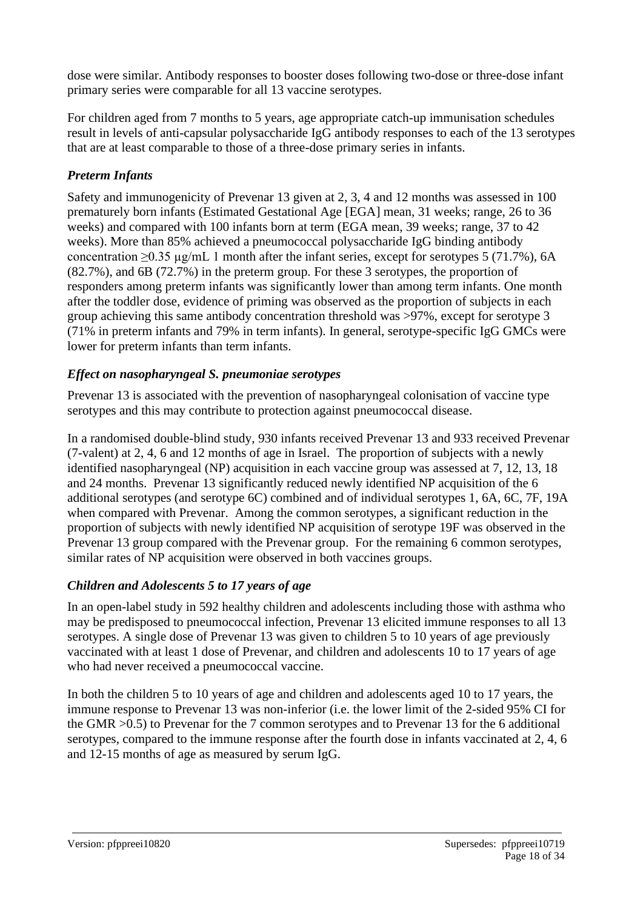dose were similar. Antibody responses to booster doses following two-dose or three-dose infant primary series were comparable for all 13 vaccine serotypes.

For children aged from 7 months to 5 years, age appropriate catch-up immunisation schedules result in levels of anti-capsular polysaccharide IgG antibody responses to each of the 13 serotypes that are at least comparable to those of a three-dose primary series in infants.

### *Preterm Infants*

Safety and immunogenicity of Prevenar 13 given at 2, 3, 4 and 12 months was assessed in 100 prematurely born infants (Estimated Gestational Age [EGA] mean, 31 weeks; range, 26 to 36 weeks) and compared with 100 infants born at term (EGA mean, 39 weeks; range, 37 to 42 weeks). More than 85% achieved a pneumococcal polysaccharide IgG binding antibody concentration ≥0.35 μg/mL 1 month after the infant series, except for serotypes 5 (71.7%), 6A (82.7%), and 6B (72.7%) in the preterm group. For these 3 serotypes, the proportion of responders among preterm infants was significantly lower than among term infants. One month after the toddler dose, evidence of priming was observed as the proportion of subjects in each group achieving this same antibody concentration threshold was >97%, except for serotype 3 (71% in preterm infants and 79% in term infants). In general, serotype-specific IgG GMCs were lower for preterm infants than term infants.

### *Effect on nasopharyngeal S. pneumoniae serotypes*

Prevenar 13 is associated with the prevention of nasopharyngeal colonisation of vaccine type serotypes and this may contribute to protection against pneumococcal disease.

In a randomised double-blind study, 930 infants received Prevenar 13 and 933 received Prevenar (7-valent) at 2, 4, 6 and 12 months of age in Israel. The proportion of subjects with a newly identified nasopharyngeal (NP) acquisition in each vaccine group was assessed at 7, 12, 13, 18 and 24 months. Prevenar 13 significantly reduced newly identified NP acquisition of the 6 additional serotypes (and serotype 6C) combined and of individual serotypes 1, 6A, 6C, 7F, 19A when compared with Prevenar. Among the common serotypes, a significant reduction in the proportion of subjects with newly identified NP acquisition of serotype 19F was observed in the Prevenar 13 group compared with the Prevenar group. For the remaining 6 common serotypes, similar rates of NP acquisition were observed in both vaccines groups.

### *Children and Adolescents 5 to 17 years of age*

In an open-label study in 592 healthy children and adolescents including those with asthma who may be predisposed to pneumococcal infection, Prevenar 13 elicited immune responses to all 13 serotypes. A single dose of Prevenar 13 was given to children 5 to 10 years of age previously vaccinated with at least 1 dose of Prevenar, and children and adolescents 10 to 17 years of age who had never received a pneumococcal vaccine.

In both the children 5 to 10 years of age and children and adolescents aged 10 to 17 years, the immune response to Prevenar 13 was non-inferior (i.e. the lower limit of the 2-sided 95% CI for the GMR >0.5) to Prevenar for the 7 common serotypes and to Prevenar 13 for the 6 additional serotypes, compared to the immune response after the fourth dose in infants vaccinated at 2, 4, 6 and 12-15 months of age as measured by serum IgG.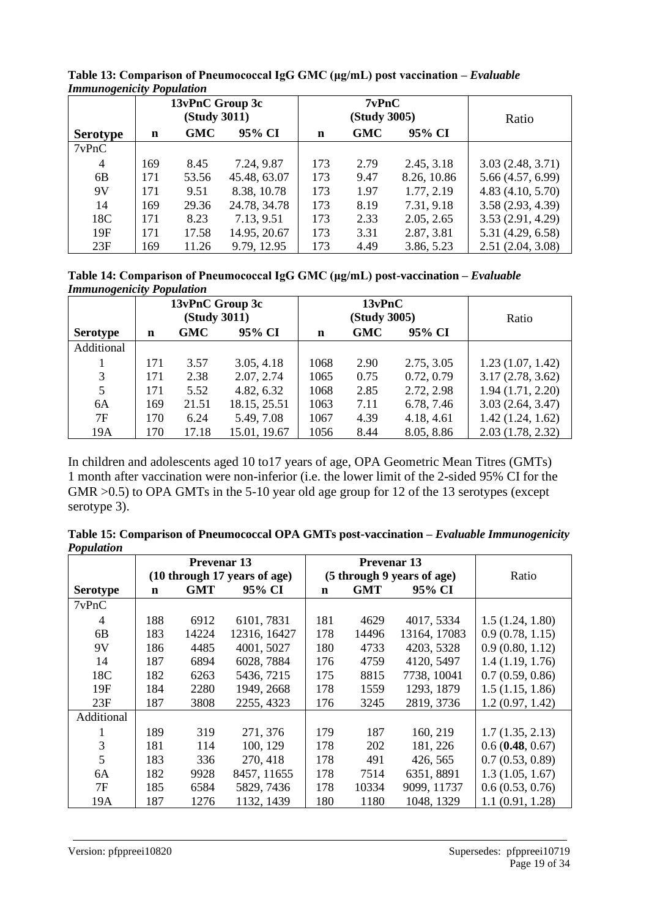**Table 13: Comparison of Pneumococcal IgG GMC (µg/mL) post vaccination –** ***Evaluable Immunogenicity Population***

| | 13vPnC Group 3c (Study 3011) | | | 7vPnC (Study 3005) | | | Ratio |
|---|---|---|---|---|---|---|---|
| **Serotype** | **n** | **GMC** | **95% CI** | **n** | **GMC** | **95% CI** | |
| 7vPnC | | | | | | | |
| 4 | 169 | 8.45 | 7.24, 9.87 | 173 | 2.79 | 2.45, 3.18 | 3.03 (2.48, 3.71) |
| 6B | 171 | 53.56 | 45.48, 63.07 | 173 | 9.47 | 8.26, 10.86 | 5.66 (4.57, 6.99) |
| 9V | 171 | 9.51 | 8.38, 10.78 | 173 | 1.97 | 1.77, 2.19 | 4.83 (4.10, 5.70) |
| 14 | 169 | 29.36 | 24.78, 34.78 | 173 | 8.19 | 7.31, 9.18 | 3.58 (2.93, 4.39) |
| 18C | 171 | 8.23 | 7.13, 9.51 | 173 | 2.33 | 2.05, 2.65 | 3.53 (2.91, 4.29) |
| 19F | 171 | 17.58 | 14.95, 20.67 | 173 | 3.31 | 2.87, 3.81 | 5.31 (4.29, 6.58) |
| 23F | 169 | 11.26 | 9.79, 12.95 | 173 | 4.49 | 3.86, 5.23 | 2.51 (2.04, 3.08) |

**Table 14: Comparison of Pneumococcal IgG GMC (µg/mL) post-vaccination –** ***Evaluable Immunogenicity Population***

| | 13vPnC Group 3c (Study 3011) | | | 13vPnC (Study 3005) | | | Ratio |
|---|---|---|---|---|---|---|---|
| **Serotype** | **n** | **GMC** | **95% CI** | **n** | **GMC** | **95% CI** | |
| Additional | | | | | | | |
| 1 | 171 | 3.57 | 3.05, 4.18 | 1068 | 2.90 | 2.75, 3.05 | 1.23 (1.07, 1.42) |
| 3 | 171 | 2.38 | 2.07, 2.74 | 1065 | 0.75 | 0.72, 0.79 | 3.17 (2.78, 3.62) |
| 5 | 171 | 5.52 | 4.82, 6.32 | 1068 | 2.85 | 2.72, 2.98 | 1.94 (1.71, 2.20) |
| 6A | 169 | 21.51 | 18.15, 25.51 | 1063 | 7.11 | 6.78, 7.46 | 3.03 (2.64, 3.47) |
| 7F | 170 | 6.24 | 5.49, 7.08 | 1067 | 4.39 | 4.18, 4.61 | 1.42 (1.24, 1.62) |
| 19A | 170 | 17.18 | 15.01, 19.67 | 1056 | 8.44 | 8.05, 8.86 | 2.03 (1.78, 2.32) |

In children and adolescents aged 10 to17 years of age, OPA Geometric Mean Titres (GMTs) 1 month after vaccination were non-inferior (i.e. the lower limit of the 2-sided 95% CI for the GMR >0.5) to OPA GMTs in the 5-10 year old age group for 12 of the 13 serotypes (except serotype 3).

**Table 15: Comparison of Pneumococcal OPA GMTs post-vaccination –** ***Evaluable Immunogenicity Population***

| | Prevenar 13 (10 through 17 years of age) | | | Prevenar 13 (5 through 9 years of age) | | | Ratio |
|---|---|---|---|---|---|---|---|
| **Serotype** | **n** | **GMT** | **95% CI** | **n** | **GMT** | **95% CI** | |
| 7vPnC | | | | | | | |
| 4 | 188 | 6912 | 6101, 7831 | 181 | 4629 | 4017, 5334 | 1.5 (1.24, 1.80) |
| 6B | 183 | 14224 | 12316, 16427 | 178 | 14496 | 13164, 17083 | 0.9 (0.78, 1.15) |
| 9V | 186 | 4485 | 4001, 5027 | 180 | 4733 | 4203, 5328 | 0.9 (0.80, 1.12) |
| 14 | 187 | 6894 | 6028, 7884 | 176 | 4759 | 4120, 5497 | 1.4 (1.19, 1.76) |
| 18C | 182 | 6263 | 5436, 7215 | 175 | 8815 | 7738, 10041 | 0.7 (0.59, 0.86) |
| 19F | 184 | 2280 | 1949, 2668 | 178 | 1559 | 1293, 1879 | 1.5 (1.15, 1.86) |
| 23F | 187 | 3808 | 2255, 4323 | 176 | 3245 | 2819, 3736 | 1.2 (0.97, 1.42) |
| Additional | | | | | | | |
| 1 | 189 | 319 | 271, 376 | 179 | 187 | 160, 219 | 1.7 (1.35, 2.13) |
| 3 | 181 | 114 | 100, 129 | 178 | 202 | 181, 226 | 0.6 (**0.48**, 0.67) |
| 5 | 183 | 336 | 270, 418 | 178 | 491 | 426, 565 | 0.7 (0.53, 0.89) |
| 6A | 182 | 9928 | 8457, 11655 | 178 | 7514 | 6351, 8891 | 1.3 (1.05, 1.67) |
| 7F | 185 | 6584 | 5829, 7436 | 178 | 10334 | 9099, 11737 | 0.6 (0.53, 0.76) |
| 19A | 187 | 1276 | 1132, 1439 | 180 | 1180 | 1048, 1329 | 1.1 (0.91, 1.28) |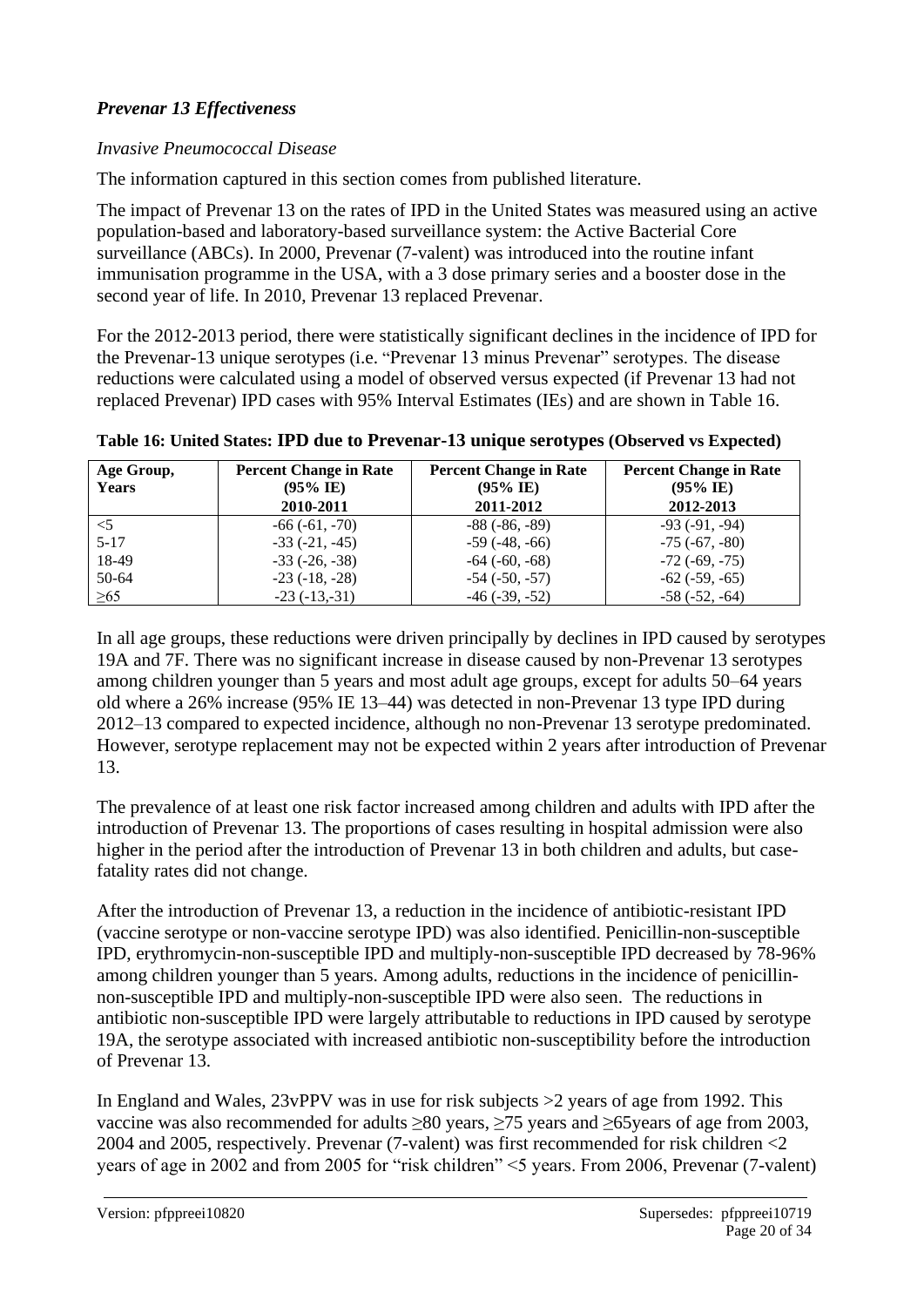### *Prevenar 13 Effectiveness*

*Invasive Pneumococcal Disease*

The information captured in this section comes from published literature.

The impact of Prevenar 13 on the rates of IPD in the United States was measured using an active population-based and laboratory-based surveillance system: the Active Bacterial Core surveillance (ABCs). In 2000, Prevenar (7-valent) was introduced into the routine infant immunisation programme in the USA, with a 3 dose primary series and a booster dose in the second year of life. In 2010, Prevenar 13 replaced Prevenar.

For the 2012-2013 period, there were statistically significant declines in the incidence of IPD for the Prevenar-13 unique serotypes (i.e. "Prevenar 13 minus Prevenar" serotypes. The disease reductions were calculated using a model of observed versus expected (if Prevenar 13 had not replaced Prevenar) IPD cases with 95% Interval Estimates (IEs) and are shown in Table 16.

**Table 16: United States: IPD due to Prevenar-13 unique serotypes (Observed vs Expected)**

| Age Group, Years | Percent Change in Rate (95% IE) 2010-2011 | Percent Change in Rate (95% IE) 2011-2012 | Percent Change in Rate (95% IE) 2012-2013 |
|---|---|---|---|
| <5 | -66 (-61, -70) | -88 (-86, -89) | -93 (-91, -94) |
| 5-17 | -33 (-21, -45) | -59 (-48, -66) | -75 (-67, -80) |
| 18-49 | -33 (-26, -38) | -64 (-60, -68) | -72 (-69, -75) |
| 50-64 | -23 (-18, -28) | -54 (-50, -57) | -62 (-59, -65) |
| ≥65 | -23 (-13,-31) | -46 (-39, -52) | -58 (-52, -64) |

In all age groups, these reductions were driven principally by declines in IPD caused by serotypes 19A and 7F. There was no significant increase in disease caused by non-Prevenar 13 serotypes among children younger than 5 years and most adult age groups, except for adults 50–64 years old where a 26% increase (95% IE 13–44) was detected in non-Prevenar 13 type IPD during 2012–13 compared to expected incidence, although no non-Prevenar 13 serotype predominated. However, serotype replacement may not be expected within 2 years after introduction of Prevenar 13.

The prevalence of at least one risk factor increased among children and adults with IPD after the introduction of Prevenar 13. The proportions of cases resulting in hospital admission were also higher in the period after the introduction of Prevenar 13 in both children and adults, but case-fatality rates did not change.

After the introduction of Prevenar 13, a reduction in the incidence of antibiotic-resistant IPD (vaccine serotype or non-vaccine serotype IPD) was also identified. Penicillin-non-susceptible IPD, erythromycin-non-susceptible IPD and multiply-non-susceptible IPD decreased by 78-96% among children younger than 5 years. Among adults, reductions in the incidence of penicillin-non-susceptible IPD and multiply-non-susceptible IPD were also seen. The reductions in antibiotic non-susceptible IPD were largely attributable to reductions in IPD caused by serotype 19A, the serotype associated with increased antibiotic non-susceptibility before the introduction of Prevenar 13.

In England and Wales, 23vPPV was in use for risk subjects >2 years of age from 1992. This vaccine was also recommended for adults ≥80 years, ≥75 years and ≥65years of age from 2003, 2004 and 2005, respectively. Prevenar (7-valent) was first recommended for risk children <2 years of age in 2002 and from 2005 for "risk children" <5 years. From 2006, Prevenar (7-valent)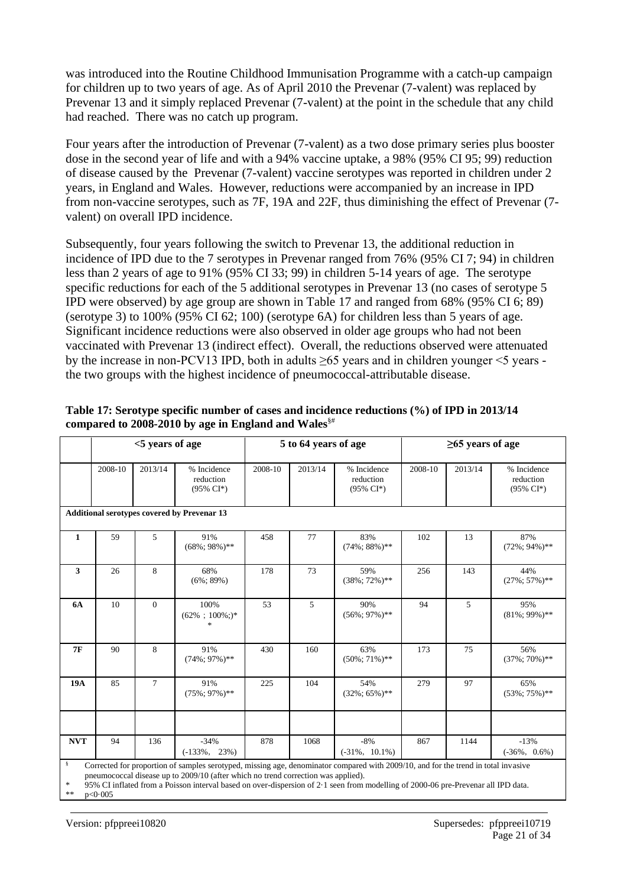was introduced into the Routine Childhood Immunisation Programme with a catch-up campaign for children up to two years of age. As of April 2010 the Prevenar (7-valent) was replaced by Prevenar 13 and it simply replaced Prevenar (7-valent) at the point in the schedule that any child had reached. There was no catch up program.

Four years after the introduction of Prevenar (7-valent) as a two dose primary series plus booster dose in the second year of life and with a 94% vaccine uptake, a 98% (95% CI 95; 99) reduction of disease caused by the Prevenar (7-valent) vaccine serotypes was reported in children under 2 years, in England and Wales. However, reductions were accompanied by an increase in IPD from non-vaccine serotypes, such as 7F, 19A and 22F, thus diminishing the effect of Prevenar (7-valent) on overall IPD incidence.

Subsequently, four years following the switch to Prevenar 13, the additional reduction in incidence of IPD due to the 7 serotypes in Prevenar ranged from 76% (95% CI 7; 94) in children less than 2 years of age to 91% (95% CI 33; 99) in children 5-14 years of age. The serotype specific reductions for each of the 5 additional serotypes in Prevenar 13 (no cases of serotype 5 IPD were observed) by age group are shown in Table 17 and ranged from 68% (95% CI 6; 89) (serotype 3) to 100% (95% CI 62; 100) (serotype 6A) for children less than 5 years of age. Significant incidence reductions were also observed in older age groups who had not been vaccinated with Prevenar 13 (indirect effect). Overall, the reductions observed were attenuated by the increase in non-PCV13 IPD, both in adults ≥65 years and in children younger <5 years - the two groups with the highest incidence of pneumococcal-attributable disease.

**Table 17: Serotype specific number of cases and incidence reductions (%) of IPD in 2013/14 compared to 2008-2010 by age in England and Wales**[§#]

| | <5 years of age | | | 5 to 64 years of age | | | ≥65 years of age | | |
|---|---|---|---|---|---|---|---|---|---|
| | 2008-10 | 2013/14 | % Incidence reduction (95% CI*) | 2008-10 | 2013/14 | % Incidence reduction (95% CI*) | 2008-10 | 2013/14 | % Incidence reduction (95% CI*) |
| **Additional serotypes covered by Prevenar 13** | | | | | | | | | |
| **1** | 59 | 5 | 91% (68%; 98%)** | 458 | 77 | 83% (74%; 88%)** | 102 | 13 | 87% (72%; 94%)** |
| **3** | 26 | 8 | 68% (6%; 89%) | 178 | 73 | 59% (38%; 72%)** | 256 | 143 | 44% (27%; 57%)** |
| **6A** | 10 | 0 | 100% (62% ; 100%;)** | 53 | 5 | 90% (56%; 97%)** | 94 | 5 | 95% (81%; 99%)** |
| **7F** | 90 | 8 | 91% (74%; 97%)** | 430 | 160 | 63% (50%; 71%)** | 173 | 75 | 56% (37%; 70%)** |
| **19A** | 85 | 7 | 91% (75%; 97%)** | 225 | 104 | 54% (32%; 65%)** | 279 | 97 | 65% (53%; 75%)** |
| | | | | | | | | | |
| **NVT** | 94 | 136 | -34% (-133%, 23%) | 878 | 1068 | -8% (-31%, 10.1%) | 867 | 1144 | -13% (-36%, 0.6%) |

§ Corrected for proportion of samples serotyped, missing age, denominator compared with 2009/10, and for the trend in total invasive pneumococcal disease up to 2009/10 (after which no trend correction was applied).
\* 95% CI inflated from a Poisson interval based on over-dispersion of 2·1 seen from modelling of 2000-06 pre-Prevenar all IPD data.
** p<0·005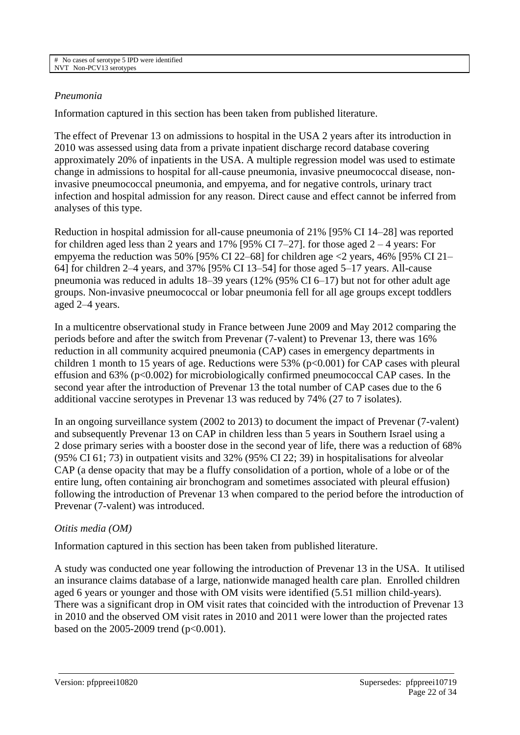| # No cases of serotype 5 IPD were identified |
| --- |
| NVT Non-PCV13 serotypes |

*Pneumonia*

Information captured in this section has been taken from published literature.

The effect of Prevenar 13 on admissions to hospital in the USA 2 years after its introduction in 2010 was assessed using data from a private inpatient discharge record database covering approximately 20% of inpatients in the USA. A multiple regression model was used to estimate change in admissions to hospital for all-cause pneumonia, invasive pneumococcal disease, non-invasive pneumococcal pneumonia, and empyema, and for negative controls, urinary tract infection and hospital admission for any reason. Direct cause and effect cannot be inferred from analyses of this type.

Reduction in hospital admission for all-cause pneumonia of 21% [95% CI 14–28] was reported for children aged less than 2 years and 17% [95% CI 7–27]. for those aged 2 – 4 years: For empyema the reduction was 50% [95% CI 22–68] for children age <2 years, 46% [95% CI 21–64] for children 2–4 years, and 37% [95% CI 13–54] for those aged 5–17 years. All-cause pneumonia was reduced in adults 18–39 years (12% (95% CI 6–17) but not for other adult age groups. Non-invasive pneumococcal or lobar pneumonia fell for all age groups except toddlers aged 2–4 years.

In a multicentre observational study in France between June 2009 and May 2012 comparing the periods before and after the switch from Prevenar (7-valent) to Prevenar 13, there was 16% reduction in all community acquired pneumonia (CAP) cases in emergency departments in children 1 month to 15 years of age. Reductions were 53% ($p<0.001$) for CAP cases with pleural effusion and 63% ($p<0.002$) for microbiologically confirmed pneumococcal CAP cases. In the second year after the introduction of Prevenar 13 the total number of CAP cases due to the 6 additional vaccine serotypes in Prevenar 13 was reduced by 74% (27 to 7 isolates).

In an ongoing surveillance system (2002 to 2013) to document the impact of Prevenar (7-valent) and subsequently Prevenar 13 on CAP in children less than 5 years in Southern Israel using a 2 dose primary series with a booster dose in the second year of life, there was a reduction of 68% (95% CI 61; 73) in outpatient visits and 32% (95% CI 22; 39) in hospitalisations for alveolar CAP (a dense opacity that may be a fluffy consolidation of a portion, whole of a lobe or of the entire lung, often containing air bronchogram and sometimes associated with pleural effusion) following the introduction of Prevenar 13 when compared to the period before the introduction of Prevenar (7-valent) was introduced.

*Otitis media (OM)*

Information captured in this section has been taken from published literature.

A study was conducted one year following the introduction of Prevenar 13 in the USA. It utilised an insurance claims database of a large, nationwide managed health care plan. Enrolled children aged 6 years or younger and those with OM visits were identified (5.51 million child-years). There was a significant drop in OM visit rates that coincided with the introduction of Prevenar 13 in 2010 and the observed OM visit rates in 2010 and 2011 were lower than the projected rates based on the 2005-2009 trend ($p<0.001$).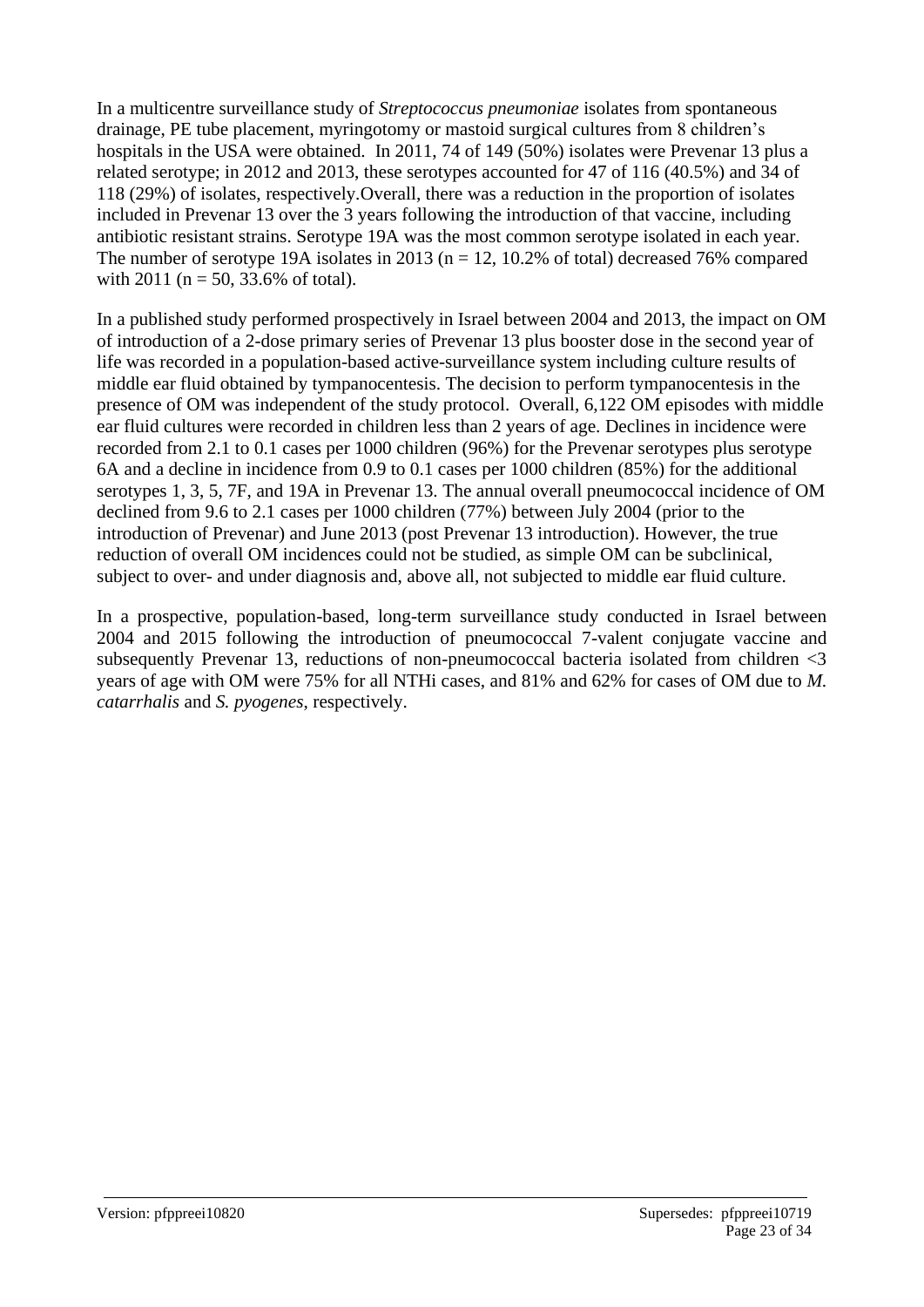In a multicentre surveillance study of *Streptococcus pneumoniae* isolates from spontaneous drainage, PE tube placement, myringotomy or mastoid surgical cultures from 8 children's hospitals in the USA were obtained. In 2011, 74 of 149 (50%) isolates were Prevenar 13 plus a related serotype; in 2012 and 2013, these serotypes accounted for 47 of 116 (40.5%) and 34 of 118 (29%) of isolates, respectively.Overall, there was a reduction in the proportion of isolates included in Prevenar 13 over the 3 years following the introduction of that vaccine, including antibiotic resistant strains. Serotype 19A was the most common serotype isolated in each year. The number of serotype 19A isolates in 2013 (n = 12, 10.2% of total) decreased 76% compared with 2011 (n = 50, 33.6% of total).

In a published study performed prospectively in Israel between 2004 and 2013, the impact on OM of introduction of a 2-dose primary series of Prevenar 13 plus booster dose in the second year of life was recorded in a population-based active-surveillance system including culture results of middle ear fluid obtained by tympanocentesis. The decision to perform tympanocentesis in the presence of OM was independent of the study protocol. Overall, 6,122 OM episodes with middle ear fluid cultures were recorded in children less than 2 years of age. Declines in incidence were recorded from 2.1 to 0.1 cases per 1000 children (96%) for the Prevenar serotypes plus serotype 6A and a decline in incidence from 0.9 to 0.1 cases per 1000 children (85%) for the additional serotypes 1, 3, 5, 7F, and 19A in Prevenar 13. The annual overall pneumococcal incidence of OM declined from 9.6 to 2.1 cases per 1000 children (77%) between July 2004 (prior to the introduction of Prevenar) and June 2013 (post Prevenar 13 introduction). However, the true reduction of overall OM incidences could not be studied, as simple OM can be subclinical, subject to over- and under diagnosis and, above all, not subjected to middle ear fluid culture.

In a prospective, population-based, long-term surveillance study conducted in Israel between 2004 and 2015 following the introduction of pneumococcal 7-valent conjugate vaccine and subsequently Prevenar 13, reductions of non-pneumococcal bacteria isolated from children <3 years of age with OM were 75% for all NTHi cases, and 81% and 62% for cases of OM due to *M. catarrhalis* and *S. pyogenes*, respectively.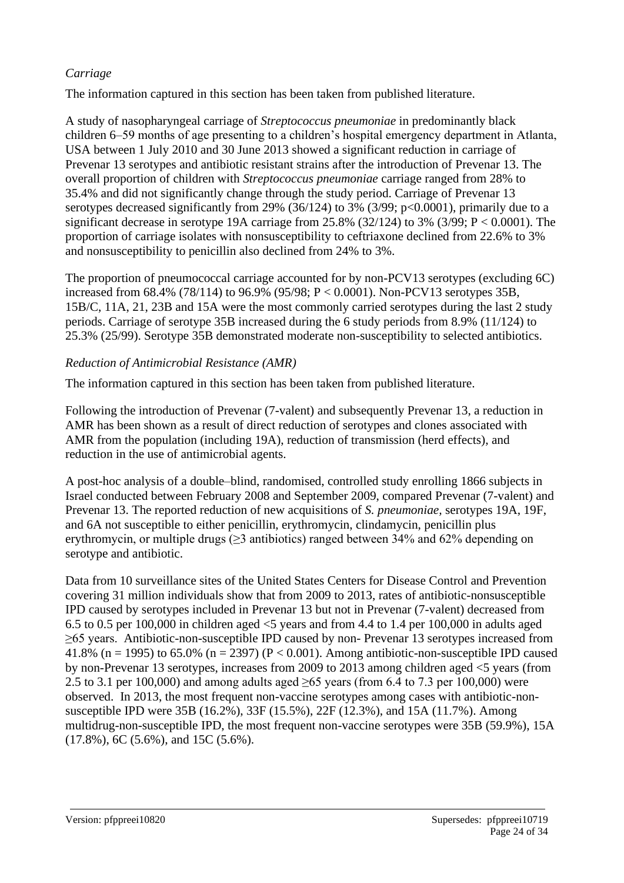*Carriage*

The information captured in this section has been taken from published literature.

A study of nasopharyngeal carriage of *Streptococcus pneumoniae* in predominantly black children 6–59 months of age presenting to a children's hospital emergency department in Atlanta, USA between 1 July 2010 and 30 June 2013 showed a significant reduction in carriage of Prevenar 13 serotypes and antibiotic resistant strains after the introduction of Prevenar 13. The overall proportion of children with *Streptococcus pneumoniae* carriage ranged from 28% to 35.4% and did not significantly change through the study period. Carriage of Prevenar 13 serotypes decreased significantly from 29% (36/124) to 3% (3/99; $p<0.0001$), primarily due to a significant decrease in serotype 19A carriage from 25.8% (32/124) to 3% (3/99; $P < 0.0001$). The proportion of carriage isolates with nonsusceptibility to ceftriaxone declined from 22.6% to 3% and nonsusceptibility to penicillin also declined from 24% to 3%.

The proportion of pneumococcal carriage accounted for by non-PCV13 serotypes (excluding 6C) increased from 68.4% (78/114) to 96.9% (95/98; $P < 0.0001$). Non-PCV13 serotypes 35B, 15B/C, 11A, 21, 23B and 15A were the most commonly carried serotypes during the last 2 study periods. Carriage of serotype 35B increased during the 6 study periods from 8.9% (11/124) to 25.3% (25/99). Serotype 35B demonstrated moderate non-susceptibility to selected antibiotics.

*Reduction of Antimicrobial Resistance (AMR)*

The information captured in this section has been taken from published literature.

Following the introduction of Prevenar (7-valent) and subsequently Prevenar 13, a reduction in AMR has been shown as a result of direct reduction of serotypes and clones associated with AMR from the population (including 19A), reduction of transmission (herd effects), and reduction in the use of antimicrobial agents.

A post-hoc analysis of a double–blind, randomised, controlled study enrolling 1866 subjects in Israel conducted between February 2008 and September 2009, compared Prevenar (7-valent) and Prevenar 13. The reported reduction of new acquisitions of *S. pneumoniae,* serotypes 19A, 19F, and 6A not susceptible to either penicillin, erythromycin, clindamycin, penicillin plus erythromycin, or multiple drugs (≥3 antibiotics) ranged between 34% and 62% depending on serotype and antibiotic.

Data from 10 surveillance sites of the United States Centers for Disease Control and Prevention covering 31 million individuals show that from 2009 to 2013, rates of antibiotic-nonsusceptible IPD caused by serotypes included in Prevenar 13 but not in Prevenar (7-valent) decreased from 6.5 to 0.5 per 100,000 in children aged <5 years and from 4.4 to 1.4 per 100,000 in adults aged ≥65 years. Antibiotic-non-susceptible IPD caused by non- Prevenar 13 serotypes increased from 41.8% ($n = 1995$) to 65.0% ($n = 2397$) ($P < 0.001$). Among antibiotic-non-susceptible IPD caused by non-Prevenar 13 serotypes, increases from 2009 to 2013 among children aged <5 years (from 2.5 to 3.1 per 100,000) and among adults aged ≥65 years (from 6.4 to 7.3 per 100,000) were observed. In 2013, the most frequent non-vaccine serotypes among cases with antibiotic-non-susceptible IPD were 35B (16.2%), 33F (15.5%), 22F (12.3%), and 15A (11.7%). Among multidrug-non-susceptible IPD, the most frequent non-vaccine serotypes were 35B (59.9%), 15A (17.8%), 6C (5.6%), and 15C (5.6%).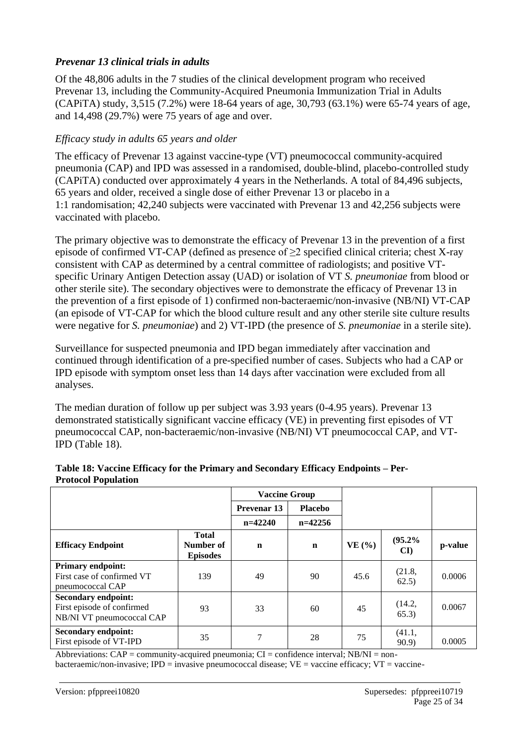### *Prevenar 13 clinical trials in adults*

Of the 48,806 adults in the 7 studies of the clinical development program who received Prevenar 13, including the Community-Acquired Pneumonia Immunization Trial in Adults (CAPiTA) study, 3,515 (7.2%) were 18-64 years of age, 30,793 (63.1%) were 65-74 years of age, and 14,498 (29.7%) were 75 years of age and over.

*Efficacy study in adults 65 years and older*

The efficacy of Prevenar 13 against vaccine-type (VT) pneumococcal community-acquired pneumonia (CAP) and IPD was assessed in a randomised, double-blind, placebo-controlled study (CAPiTA) conducted over approximately 4 years in the Netherlands. A total of 84,496 subjects, 65 years and older, received a single dose of either Prevenar 13 or placebo in a 1:1 randomisation; 42,240 subjects were vaccinated with Prevenar 13 and 42,256 subjects were vaccinated with placebo.

The primary objective was to demonstrate the efficacy of Prevenar 13 in the prevention of a first episode of confirmed VT-CAP (defined as presence of ≥2 specified clinical criteria; chest X-ray consistent with CAP as determined by a central committee of radiologists; and positive VT-specific Urinary Antigen Detection assay (UAD) or isolation of VT *S. pneumoniae* from blood or other sterile site). The secondary objectives were to demonstrate the efficacy of Prevenar 13 in the prevention of a first episode of 1) confirmed non-bacteraemic/non-invasive (NB/NI) VT-CAP (an episode of VT-CAP for which the blood culture result and any other sterile site culture results were negative for *S. pneumoniae*) and 2) VT-IPD (the presence of *S. pneumoniae* in a sterile site).

Surveillance for suspected pneumonia and IPD began immediately after vaccination and continued through identification of a pre-specified number of cases. Subjects who had a CAP or IPD episode with symptom onset less than 14 days after vaccination were excluded from all analyses.

The median duration of follow up per subject was 3.93 years (0-4.95 years). Prevenar 13 demonstrated statistically significant vaccine efficacy (VE) in preventing first episodes of VT pneumococcal CAP, non-bacteraemic/non-invasive (NB/NI) VT pneumococcal CAP, and VT-IPD (Table 18).

**Table 18: Vaccine Efficacy for the Primary and Secondary Efficacy Endpoints – Per-Protocol Population**

| | | Vaccine Group | | | | |
|---|---|---|---|---|---|---|
| | | Prevenar 13 | Placebo | | | |
| | | n=42240 | n=42256 | | | |
| **Efficacy Endpoint** | **Total Number of Episodes** | **n** | **n** | **VE (%)** | **(95.2% CI)** | **p-value** |
| **Primary endpoint:** First case of confirmed VT pneumococcal CAP | 139 | 49 | 90 | 45.6 | (21.8, 62.5) | 0.0006 |
| **Secondary endpoint:** First episode of confirmed NB/NI VT pneumococcal CAP | 93 | 33 | 60 | 45 | (14.2, 65.3) | 0.0067 |
| **Secondary endpoint:** First episode of VT-IPD | 35 | 7 | 28 | 75 | (41.1, 90.9) | 0.0005 |

Abbreviations: CAP = community-acquired pneumonia; CI = confidence interval; NB/NI = non-bacteraemic/non-invasive; IPD = invasive pneumococcal disease; VE = vaccine efficacy; VT = vaccine-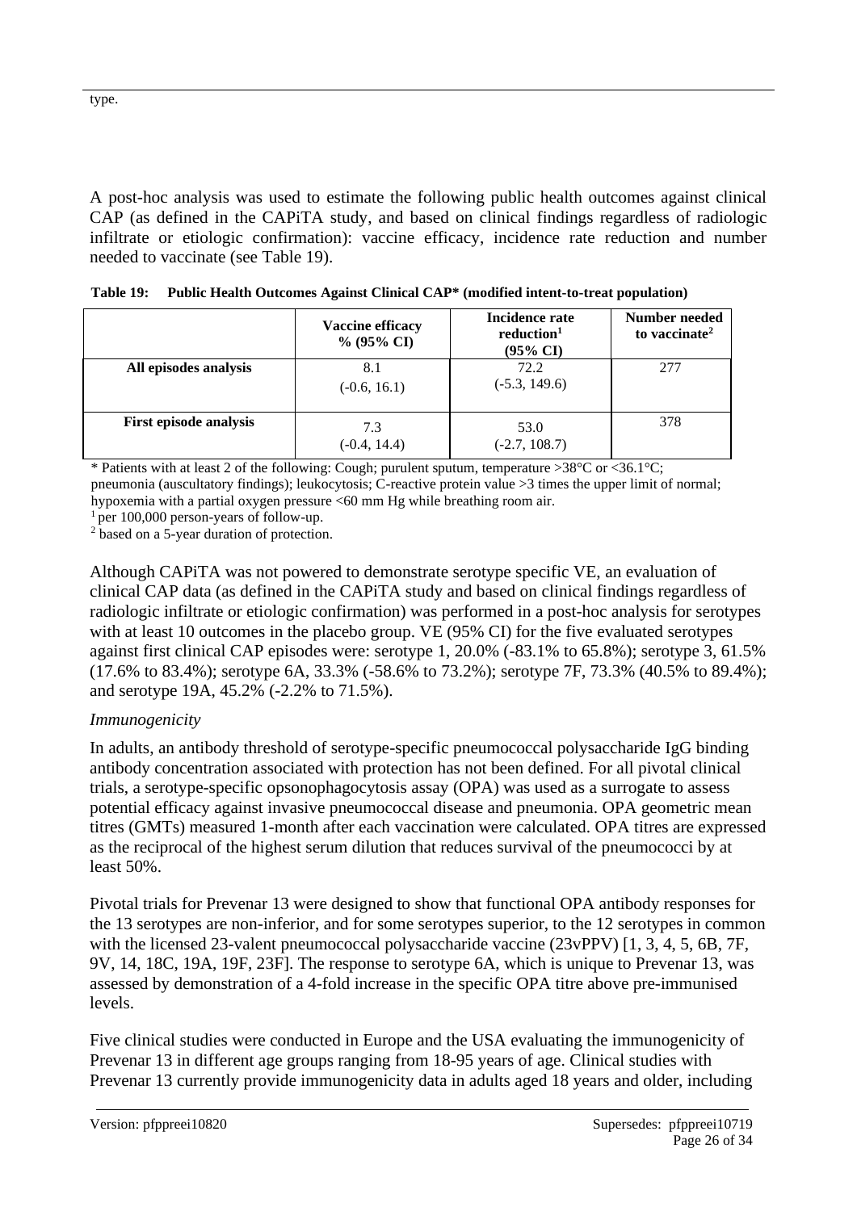type.

A post-hoc analysis was used to estimate the following public health outcomes against clinical CAP (as defined in the CAPiTA study, and based on clinical findings regardless of radiologic infiltrate or etiologic confirmation): vaccine efficacy, incidence rate reduction and number needed to vaccinate (see Table 19).

**Table 19: Public Health Outcomes Against Clinical CAP* (modified intent-to-treat population)**

| | Vaccine efficacy % (95% CI) | Incidence rate reduction[1] (95% CI) | Number needed to vaccinate[2] |
|---|---|---|---|
| **All episodes analysis** | 8.1 (-0.6, 16.1) | 72.2 (-5.3, 149.6) | 277 |
| **First episode analysis** | 7.3 (-0.4, 14.4) | 53.0 (-2.7, 108.7) | 378 |

\* Patients with at least 2 of the following: Cough; purulent sputum, temperature >38°C or <36.1°C; pneumonia (auscultatory findings); leukocytosis; C-reactive protein value >3 times the upper limit of normal; hypoxemia with a partial oxygen pressure <60 mm Hg while breathing room air.
[1] per 100,000 person-years of follow-up.
[2] based on a 5-year duration of protection.

Although CAPiTA was not powered to demonstrate serotype specific VE, an evaluation of clinical CAP data (as defined in the CAPiTA study and based on clinical findings regardless of radiologic infiltrate or etiologic confirmation) was performed in a post-hoc analysis for serotypes with at least 10 outcomes in the placebo group. VE (95% CI) for the five evaluated serotypes against first clinical CAP episodes were: serotype 1, 20.0% (-83.1% to 65.8%); serotype 3, 61.5% (17.6% to 83.4%); serotype 6A, 33.3% (-58.6% to 73.2%); serotype 7F, 73.3% (40.5% to 89.4%); and serotype 19A, 45.2% (-2.2% to 71.5%).

*Immunogenicity*

In adults, an antibody threshold of serotype-specific pneumococcal polysaccharide IgG binding antibody concentration associated with protection has not been defined. For all pivotal clinical trials, a serotype-specific opsonophagocytosis assay (OPA) was used as a surrogate to assess potential efficacy against invasive pneumococcal disease and pneumonia. OPA geometric mean titres (GMTs) measured 1-month after each vaccination were calculated. OPA titres are expressed as the reciprocal of the highest serum dilution that reduces survival of the pneumococci by at least 50%.

Pivotal trials for Prevenar 13 were designed to show that functional OPA antibody responses for the 13 serotypes are non-inferior, and for some serotypes superior, to the 12 serotypes in common with the licensed 23-valent pneumococcal polysaccharide vaccine (23vPPV) [1, 3, 4, 5, 6B, 7F, 9V, 14, 18C, 19A, 19F, 23F]. The response to serotype 6A, which is unique to Prevenar 13, was assessed by demonstration of a 4-fold increase in the specific OPA titre above pre-immunised levels.

Five clinical studies were conducted in Europe and the USA evaluating the immunogenicity of Prevenar 13 in different age groups ranging from 18-95 years of age. Clinical studies with Prevenar 13 currently provide immunogenicity data in adults aged 18 years and older, including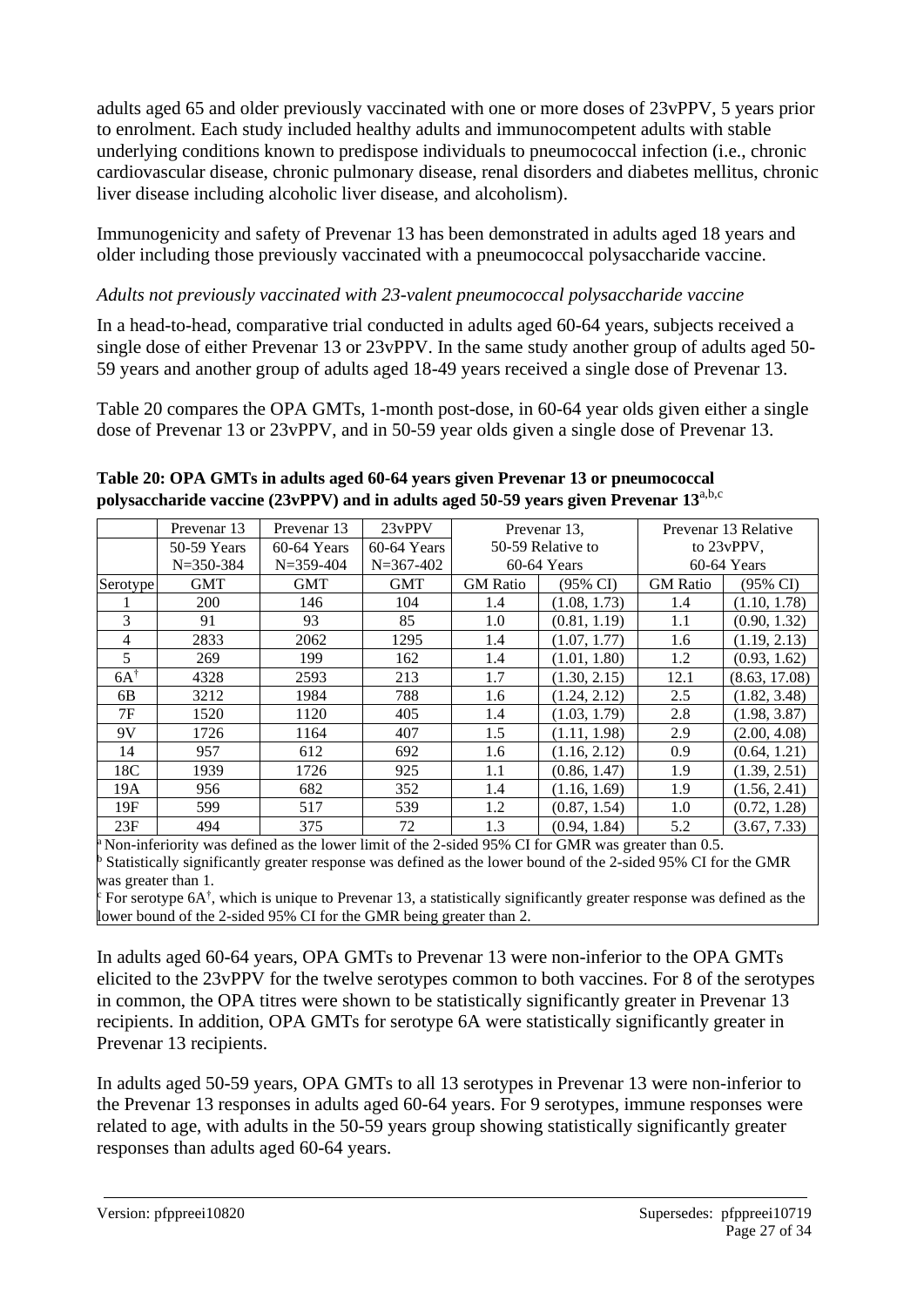adults aged 65 and older previously vaccinated with one or more doses of 23vPPV, 5 years prior to enrolment. Each study included healthy adults and immunocompetent adults with stable underlying conditions known to predispose individuals to pneumococcal infection (i.e., chronic cardiovascular disease, chronic pulmonary disease, renal disorders and diabetes mellitus, chronic liver disease including alcoholic liver disease, and alcoholism).

Immunogenicity and safety of Prevenar 13 has been demonstrated in adults aged 18 years and older including those previously vaccinated with a pneumococcal polysaccharide vaccine.

*Adults not previously vaccinated with 23-valent pneumococcal polysaccharide vaccine*

In a head-to-head, comparative trial conducted in adults aged 60-64 years, subjects received a single dose of either Prevenar 13 or 23vPPV. In the same study another group of adults aged 50-59 years and another group of adults aged 18-49 years received a single dose of Prevenar 13.

Table 20 compares the OPA GMTs, 1-month post-dose, in 60-64 year olds given either a single dose of Prevenar 13 or 23vPPV, and in 50-59 year olds given a single dose of Prevenar 13.

**Table 20: OPA GMTs in adults aged 60-64 years given Prevenar 13 or pneumococcal polysaccharide vaccine (23vPPV) and in adults aged 50-59 years given Prevenar 13**[a,b,c]

| | Prevenar 13 50-59 Years N=350-384 | Prevenar 13 60-64 Years N=359-404 | 23vPPV 60-64 Years N=367-402 | Prevenar 13, 50-59 Relative to 60-64 Years | | Prevenar 13 Relative to 23vPPV, 60-64 Years | |
|---|---|---|---|---|---|---|---|
| Serotype | GMT | GMT | GMT | GM Ratio | (95% CI) | GM Ratio | (95% CI) |
| 1 | 200 | 146 | 104 | 1.4 | (1.08, 1.73) | 1.4 | (1.10, 1.78) |
| 3 | 91 | 93 | 85 | 1.0 | (0.81, 1.19) | 1.1 | (0.90, 1.32) |
| 4 | 2833 | 2062 | 1295 | 1.4 | (1.07, 1.77) | 1.6 | (1.19, 2.13) |
| 5 | 269 | 199 | 162 | 1.4 | (1.01, 1.80) | 1.2 | (0.93, 1.62) |
| 6A† | 4328 | 2593 | 213 | 1.7 | (1.30, 2.15) | 12.1 | (8.63, 17.08) |
| 6B | 3212 | 1984 | 788 | 1.6 | (1.24, 2.12) | 2.5 | (1.82, 3.48) |
| 7F | 1520 | 1120 | 405 | 1.4 | (1.03, 1.79) | 2.8 | (1.98, 3.87) |
| 9V | 1726 | 1164 | 407 | 1.5 | (1.11, 1.98) | 2.9 | (2.00, 4.08) |
| 14 | 957 | 612 | 692 | 1.6 | (1.16, 2.12) | 0.9 | (0.64, 1.21) |
| 18C | 1939 | 1726 | 925 | 1.1 | (0.86, 1.47) | 1.9 | (1.39, 2.51) |
| 19A | 956 | 682 | 352 | 1.4 | (1.16, 1.69) | 1.9 | (1.56, 2.41) |
| 19F | 599 | 517 | 539 | 1.2 | (0.87, 1.54) | 1.0 | (0.72, 1.28) |
| 23F | 494 | 375 | 72 | 1.3 | (0.94, 1.84) | 5.2 | (3.67, 7.33) |

[a] Non-inferiority was defined as the lower limit of the 2-sided 95% CI for GMR was greater than 0.5.
[b] Statistically significantly greater response was defined as the lower bound of the 2-sided 95% CI for the GMR was greater than 1.
[c] For serotype 6A†, which is unique to Prevenar 13, a statistically significantly greater response was defined as the lower bound of the 2-sided 95% CI for the GMR being greater than 2.

In adults aged 60-64 years, OPA GMTs to Prevenar 13 were non-inferior to the OPA GMTs elicited to the 23vPPV for the twelve serotypes common to both vaccines. For 8 of the serotypes in common, the OPA titres were shown to be statistically significantly greater in Prevenar 13 recipients. In addition, OPA GMTs for serotype 6A were statistically significantly greater in Prevenar 13 recipients.

In adults aged 50-59 years, OPA GMTs to all 13 serotypes in Prevenar 13 were non-inferior to the Prevenar 13 responses in adults aged 60-64 years. For 9 serotypes, immune responses were related to age, with adults in the 50-59 years group showing statistically significantly greater responses than adults aged 60-64 years.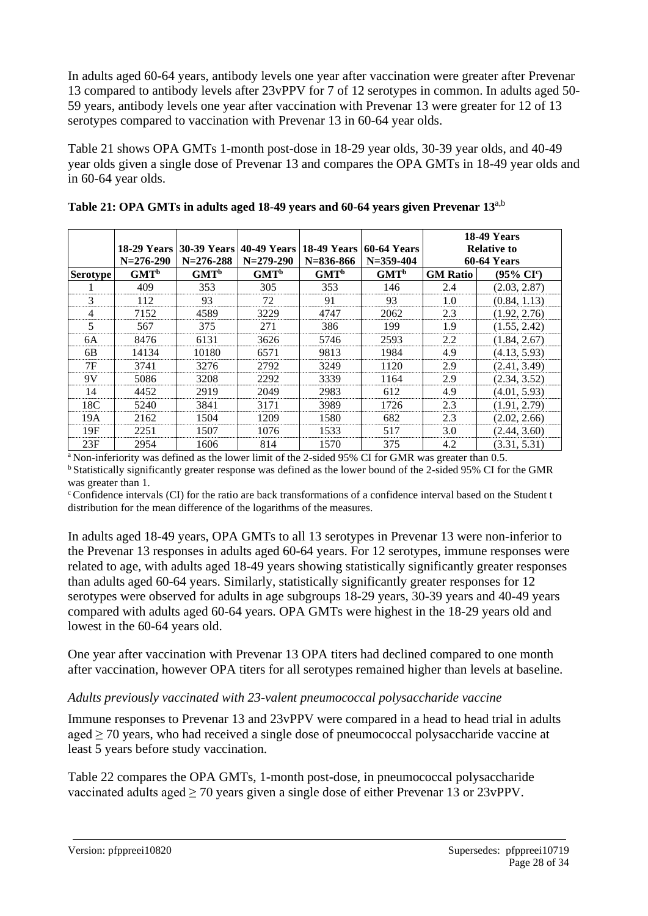In adults aged 60-64 years, antibody levels one year after vaccination were greater after Prevenar 13 compared to antibody levels after 23vPPV for 7 of 12 serotypes in common. In adults aged 50-59 years, antibody levels one year after vaccination with Prevenar 13 were greater for 12 of 13 serotypes compared to vaccination with Prevenar 13 in 60-64 year olds.

Table 21 shows OPA GMTs 1-month post-dose in 18-29 year olds, 30-39 year olds, and 40-49 year olds given a single dose of Prevenar 13 and compares the OPA GMTs in 18-49 year olds and in 60-64 year olds.

**Table 21: OPA GMTs in adults aged 18-49 years and 60-64 years given Prevenar 13**[a,b]

| | 18-29 Years N=276-290 | 30-39 Years N=276-288 | 40-49 Years N=279-290 | 18-49 Years N=836-866 | 60-64 Years N=359-404 | 18-49 Years Relative to 60-64 Years | |
|---|---|---|---|---|---|---|---|
| **Serotype** | **GMT**[b] | **GMT**[b] | **GMT**[b] | **GMT**[b] | **GMT**[b] | **GM Ratio** | **(95% CI**[c]**)** |
| 1 | 409 | 353 | 305 | 353 | 146 | 2.4 | (2.03, 2.87) |
| 3 | 112 | 93 | 72 | 91 | 93 | 1.0 | (0.84, 1.13) |
| 4 | 7152 | 4589 | 3229 | 4747 | 2062 | 2.3 | (1.92, 2.76) |
| 5 | 567 | 375 | 271 | 386 | 199 | 1.9 | (1.55, 2.42) |
| 6A | 8476 | 6131 | 3626 | 5746 | 2593 | 2.2 | (1.84, 2.67) |
| 6B | 14134 | 10180 | 6571 | 9813 | 1984 | 4.9 | (4.13, 5.93) |
| 7F | 3741 | 3276 | 2792 | 3249 | 1120 | 2.9 | (2.41, 3.49) |
| 9V | 5086 | 3208 | 2292 | 3339 | 1164 | 2.9 | (2.34, 3.52) |
| 14 | 4452 | 2919 | 2049 | 2983 | 612 | 4.9 | (4.01, 5.93) |
| 18C | 5240 | 3841 | 3171 | 3989 | 1726 | 2.3 | (1.91, 2.79) |
| 19A | 2162 | 1504 | 1209 | 1580 | 682 | 2.3 | (2.02, 2.66) |
| 19F | 2251 | 1507 | 1076 | 1533 | 517 | 3.0 | (2.44, 3.60) |
| 23F | 2954 | 1606 | 814 | 1570 | 375 | 4.2 | (3.31, 5.31) |

[a] Non-inferiority was defined as the lower limit of the 2-sided 95% CI for GMR was greater than 0.5.
[b] Statistically significantly greater response was defined as the lower bound of the 2-sided 95% CI for the GMR was greater than 1.
[c] Confidence intervals (CI) for the ratio are back transformations of a confidence interval based on the Student t distribution for the mean difference of the logarithms of the measures.

In adults aged 18-49 years, OPA GMTs to all 13 serotypes in Prevenar 13 were non-inferior to the Prevenar 13 responses in adults aged 60-64 years. For 12 serotypes, immune responses were related to age, with adults aged 18-49 years showing statistically significantly greater responses than adults aged 60-64 years. Similarly, statistically significantly greater responses for 12 serotypes were observed for adults in age subgroups 18-29 years, 30-39 years and 40-49 years compared with adults aged 60-64 years. OPA GMTs were highest in the 18-29 years old and lowest in the 60-64 years old.

One year after vaccination with Prevenar 13 OPA titers had declined compared to one month after vaccination, however OPA titers for all serotypes remained higher than levels at baseline.

*Adults previously vaccinated with 23-valent pneumococcal polysaccharide vaccine*

Immune responses to Prevenar 13 and 23vPPV were compared in a head to head trial in adults aged ≥ 70 years, who had received a single dose of pneumococcal polysaccharide vaccine at least 5 years before study vaccination.

Table 22 compares the OPA GMTs, 1-month post-dose, in pneumococcal polysaccharide vaccinated adults aged ≥ 70 years given a single dose of either Prevenar 13 or 23vPPV.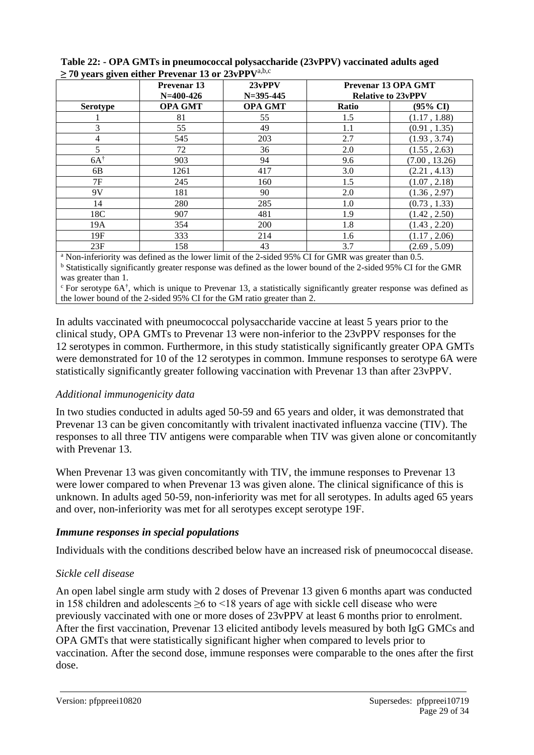**Table 22: - OPA GMTs in pneumococcal polysaccharide (23vPPV) vaccinated adults aged ≥ 70 years given either Prevenar 13 or 23vPPV[a,b,c]**

| | Prevenar 13 N=400-426 | 23vPPV N=395-445 | Prevenar 13 OPA GMT Relative to 23vPPV | |
|---|---|---|---|---|
| **Serotype** | **OPA GMT** | **OPA GMT** | **Ratio** | **(95% CI)** |
| 1 | 81 | 55 | 1.5 | (1.17 , 1.88) |
| 3 | 55 | 49 | 1.1 | (0.91 , 1.35) |
| 4 | 545 | 203 | 2.7 | (1.93 , 3.74) |
| 5 | 72 | 36 | 2.0 | (1.55 , 2.63) |
| 6A[†] | 903 | 94 | 9.6 | (7.00 , 13.26) |
| 6B | 1261 | 417 | 3.0 | (2.21 , 4.13) |
| 7F | 245 | 160 | 1.5 | (1.07 , 2.18) |
| 9V | 181 | 90 | 2.0 | (1.36 , 2.97) |
| 14 | 280 | 285 | 1.0 | (0.73 , 1.33) |
| 18C | 907 | 481 | 1.9 | (1.42 , 2.50) |
| 19A | 354 | 200 | 1.8 | (1.43 , 2.20) |
| 19F | 333 | 214 | 1.6 | (1.17 , 2.06) |
| 23F | 158 | 43 | 3.7 | (2.69 , 5.09) |

[a] Non-inferiority was defined as the lower limit of the 2-sided 95% CI for GMR was greater than 0.5.
[b] Statistically significantly greater response was defined as the lower bound of the 2-sided 95% CI for the GMR was greater than 1.
[c] For serotype 6A[†], which is unique to Prevenar 13, a statistically significantly greater response was defined as the lower bound of the 2-sided 95% CI for the GM ratio greater than 2.

In adults vaccinated with pneumococcal polysaccharide vaccine at least 5 years prior to the clinical study, OPA GMTs to Prevenar 13 were non-inferior to the 23vPPV responses for the 12 serotypes in common. Furthermore, in this study statistically significantly greater OPA GMTs were demonstrated for 10 of the 12 serotypes in common. Immune responses to serotype 6A were statistically significantly greater following vaccination with Prevenar 13 than after 23vPPV.

*Additional immunogenicity data*

In two studies conducted in adults aged 50-59 and 65 years and older, it was demonstrated that Prevenar 13 can be given concomitantly with trivalent inactivated influenza vaccine (TIV). The responses to all three TIV antigens were comparable when TIV was given alone or concomitantly with Prevenar 13.

When Prevenar 13 was given concomitantly with TIV, the immune responses to Prevenar 13 were lower compared to when Prevenar 13 was given alone. The clinical significance of this is unknown. In adults aged 50-59, non-inferiority was met for all serotypes. In adults aged 65 years and over, non-inferiority was met for all serotypes except serotype 19F.

### *Immune responses in special populations*

Individuals with the conditions described below have an increased risk of pneumococcal disease.

*Sickle cell disease*

An open label single arm study with 2 doses of Prevenar 13 given 6 months apart was conducted in 158 children and adolescents ≥6 to <18 years of age with sickle cell disease who were previously vaccinated with one or more doses of 23vPPV at least 6 months prior to enrolment. After the first vaccination, Prevenar 13 elicited antibody levels measured by both IgG GMCs and OPA GMTs that were statistically significant higher when compared to levels prior to vaccination. After the second dose, immune responses were comparable to the ones after the first dose.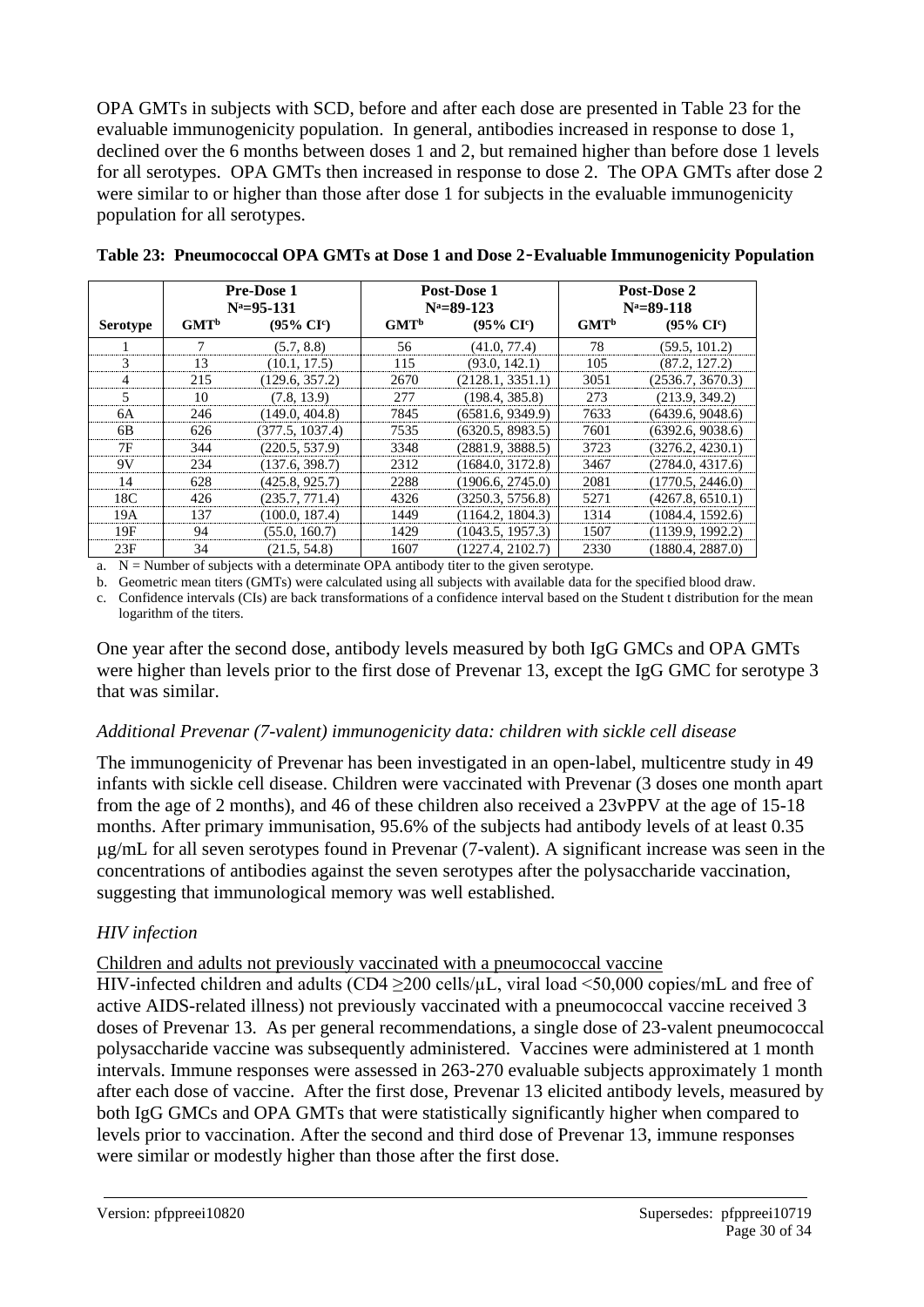OPA GMTs in subjects with SCD, before and after each dose are presented in Table 23 for the evaluable immunogenicity population. In general, antibodies increased in response to dose 1, declined over the 6 months between doses 1 and 2, but remained higher than before dose 1 levels for all serotypes. OPA GMTs then increased in response to dose 2. The OPA GMTs after dose 2 were similar to or higher than those after dose 1 for subjects in the evaluable immunogenicity population for all serotypes.

**Table 23: Pneumococcal OPA GMTs at Dose 1 and Dose 2‑Evaluable Immunogenicity Population**

| | Pre-Dose 1 N[a]=95-131 | | Post-Dose 1 N[a]=89-123 | | Post-Dose 2 N[a]=89-118 | |
|---|---|---|---|---|---|---|
| **Serotype** | **GMT[b]** | **(95% CI[c])** | **GMT[b]** | **(95% CI[c])** | **GMT[b]** | **(95% CI[c])** |
| 1 | 7 | (5.7, 8.8) | 56 | (41.0, 77.4) | 78 | (59.5, 101.2) |
| 3 | 13 | (10.1, 17.5) | 115 | (93.0, 142.1) | 105 | (87.2, 127.2) |
| 4 | 215 | (129.6, 357.2) | 2670 | (2128.1, 3351.1) | 3051 | (2536.7, 3670.3) |
| 5 | 10 | (7.8, 13.9) | 277 | (198.4, 385.8) | 273 | (213.9, 349.2) |
| 6A | 246 | (149.0, 404.8) | 7845 | (6581.6, 9349.9) | 7633 | (6439.6, 9048.6) |
| 6B | 626 | (377.5, 1037.4) | 7535 | (6320.5, 8983.5) | 7601 | (6392.6, 9038.6) |
| 7F | 344 | (220.5, 537.9) | 3348 | (2881.9, 3888.5) | 3723 | (3276.2, 4230.1) |
| 9V | 234 | (137.6, 398.7) | 2312 | (1684.0, 3172.8) | 3467 | (2784.0, 4317.6) |
| 14 | 628 | (425.8, 925.7) | 2288 | (1906.6, 2745.0) | 2081 | (1770.5, 2446.0) |
| 18C | 426 | (235.7, 771.4) | 4326 | (3250.3, 5756.8) | 5271 | (4267.8, 6510.1) |
| 19A | 137 | (100.0, 187.4) | 1449 | (1164.2, 1804.3) | 1314 | (1084.4, 1592.6) |
| 19F | 94 | (55.0, 160.7) | 1429 | (1043.5, 1957.3) | 1507 | (1139.9, 1992.2) |
| 23F | 34 | (21.5, 54.8) | 1607 | (1227.4, 2102.7) | 2330 | (1880.4, 2887.0) |

a. N = Number of subjects with a determinate OPA antibody titer to the given serotype.

b. Geometric mean titers (GMTs) were calculated using all subjects with available data for the specified blood draw.

c. Confidence intervals (CIs) are back transformations of a confidence interval based on the Student t distribution for the mean logarithm of the titers.

One year after the second dose, antibody levels measured by both IgG GMCs and OPA GMTs were higher than levels prior to the first dose of Prevenar 13, except the IgG GMC for serotype 3 that was similar.

*Additional Prevenar (7-valent) immunogenicity data: children with sickle cell disease*

The immunogenicity of Prevenar has been investigated in an open-label, multicentre study in 49 infants with sickle cell disease. Children were vaccinated with Prevenar (3 doses one month apart from the age of 2 months), and 46 of these children also received a 23vPPV at the age of 15-18 months. After primary immunisation, 95.6% of the subjects had antibody levels of at least 0.35 μg/mL for all seven serotypes found in Prevenar (7-valent). A significant increase was seen in the concentrations of antibodies against the seven serotypes after the polysaccharide vaccination, suggesting that immunological memory was well established.

*HIV infection*

Children and adults not previously vaccinated with a pneumococcal vaccine

HIV-infected children and adults (CD4 ≥200 cells/μL, viral load <50,000 copies/mL and free of active AIDS-related illness) not previously vaccinated with a pneumococcal vaccine received 3 doses of Prevenar 13. As per general recommendations, a single dose of 23-valent pneumococcal polysaccharide vaccine was subsequently administered. Vaccines were administered at 1 month intervals. Immune responses were assessed in 263-270 evaluable subjects approximately 1 month after each dose of vaccine. After the first dose, Prevenar 13 elicited antibody levels, measured by both IgG GMCs and OPA GMTs that were statistically significantly higher when compared to levels prior to vaccination. After the second and third dose of Prevenar 13, immune responses were similar or modestly higher than those after the first dose.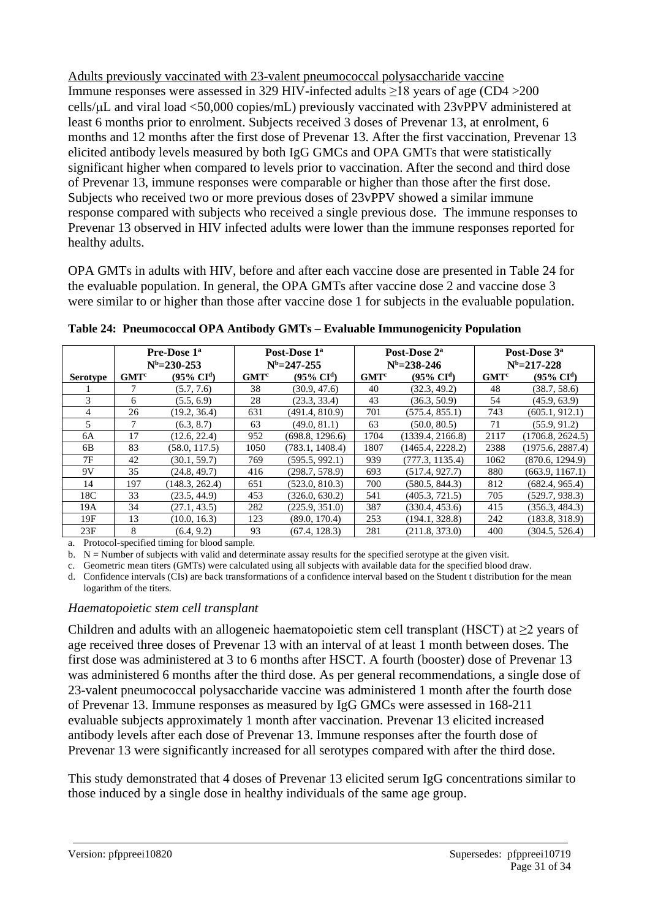Adults previously vaccinated with 23-valent pneumococcal polysaccharide vaccine

Immune responses were assessed in 329 HIV-infected adults ≥18 years of age (CD4 >200 cells/μL and viral load <50,000 copies/mL) previously vaccinated with 23vPPV administered at least 6 months prior to enrolment. Subjects received 3 doses of Prevenar 13, at enrolment, 6 months and 12 months after the first dose of Prevenar 13. After the first vaccination, Prevenar 13 elicited antibody levels measured by both IgG GMCs and OPA GMTs that were statistically significant higher when compared to levels prior to vaccination. After the second and third dose of Prevenar 13, immune responses were comparable or higher than those after the first dose. Subjects who received two or more previous doses of 23vPPV showed a similar immune response compared with subjects who received a single previous dose. The immune responses to Prevenar 13 observed in HIV infected adults were lower than the immune responses reported for healthy adults.

OPA GMTs in adults with HIV, before and after each vaccine dose are presented in Table 24 for the evaluable population. In general, the OPA GMTs after vaccine dose 2 and vaccine dose 3 were similar to or higher than those after vaccine dose 1 for subjects in the evaluable population.

**Table 24: Pneumococcal OPA Antibody GMTs – Evaluable Immunogenicity Population**

| | Pre-Dose 1[a] N[b]=230-253 | | Post-Dose 1[a] N[b]=247-255 | | Post-Dose 2[a] N[b]=238-246 | | Post-Dose 3[a] N[b]=217-228 | |
|---|---|---|---|---|---|---|---|---|
| **Serotype** | **GMT[c]** | **(95% CI[d])** | **GMT[c]** | **(95% CI[d])** | **GMT[c]** | **(95% CI[d])** | **GMT[c]** | **(95% CI[d])** |
| 1 | 7 | (5.7, 7.6) | 38 | (30.9, 47.6) | 40 | (32.3, 49.2) | 48 | (38.7, 58.6) |
| 3 | 6 | (5.5, 6.9) | 28 | (23.3, 33.4) | 43 | (36.3, 50.9) | 54 | (45.9, 63.9) |
| 4 | 26 | (19.2, 36.4) | 631 | (491.4, 810.9) | 701 | (575.4, 855.1) | 743 | (605.1, 912.1) |
| 5 | 7 | (6.3, 8.7) | 63 | (49.0, 81.1) | 63 | (50.0, 80.5) | 71 | (55.9, 91.2) |
| 6A | 17 | (12.6, 22.4) | 952 | (698.8, 1296.6) | 1704 | (1339.4, 2166.8) | 2117 | (1706.8, 2624.5) |
| 6B | 83 | (58.0, 117.5) | 1050 | (783.1, 1408.4) | 1807 | (1465.4, 2228.2) | 2388 | (1975.6, 2887.4) |
| 7F | 42 | (30.1, 59.7) | 769 | (595.5, 992.1) | 939 | (777.3, 1135.4) | 1062 | (870.6, 1294.9) |
| 9V | 35 | (24.8, 49.7) | 416 | (298.7, 578.9) | 693 | (517.4, 927.7) | 880 | (663.9, 1167.1) |
| 14 | 197 | (148.3, 262.4) | 651 | (523.0, 810.3) | 700 | (580.5, 844.3) | 812 | (682.4, 965.4) |
| 18C | 33 | (23.5, 44.9) | 453 | (326.0, 630.2) | 541 | (405.3, 721.5) | 705 | (529.7, 938.3) |
| 19A | 34 | (27.1, 43.5) | 282 | (225.9, 351.0) | 387 | (330.4, 453.6) | 415 | (356.3, 484.3) |
| 19F | 13 | (10.0, 16.3) | 123 | (89.0, 170.4) | 253 | (194.1, 328.8) | 242 | (183.8, 318.9) |
| 23F | 8 | (6.4, 9.2) | 93 | (67.4, 128.3) | 281 | (211.8, 373.0) | 400 | (304.5, 526.4) |

a. Protocol-specified timing for blood sample.
b. N = Number of subjects with valid and determinate assay results for the specified serotype at the given visit.
c. Geometric mean titers (GMTs) were calculated using all subjects with available data for the specified blood draw.
d. Confidence intervals (CIs) are back transformations of a confidence interval based on the Student t distribution for the mean logarithm of the titers.

*Haematopoietic stem cell transplant*

Children and adults with an allogeneic haematopoietic stem cell transplant (HSCT) at ≥2 years of age received three doses of Prevenar 13 with an interval of at least 1 month between doses. The first dose was administered at 3 to 6 months after HSCT. A fourth (booster) dose of Prevenar 13 was administered 6 months after the third dose. As per general recommendations, a single dose of 23-valent pneumococcal polysaccharide vaccine was administered 1 month after the fourth dose of Prevenar 13. Immune responses as measured by IgG GMCs were assessed in 168-211 evaluable subjects approximately 1 month after vaccination. Prevenar 13 elicited increased antibody levels after each dose of Prevenar 13. Immune responses after the fourth dose of Prevenar 13 were significantly increased for all serotypes compared with after the third dose.

This study demonstrated that 4 doses of Prevenar 13 elicited serum IgG concentrations similar to those induced by a single dose in healthy individuals of the same age group.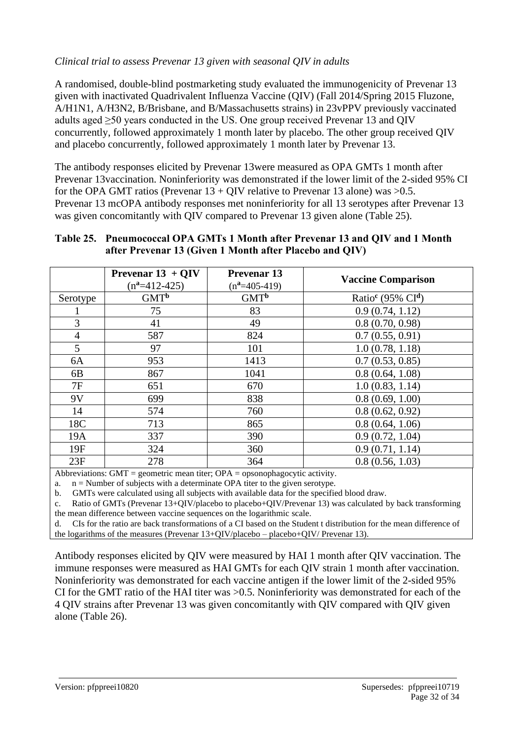*Clinical trial to assess Prevenar 13 given with seasonal QIV in adults*

A randomised, double-blind postmarketing study evaluated the immunogenicity of Prevenar 13 given with inactivated Quadrivalent Influenza Vaccine (QIV) (Fall 2014/Spring 2015 Fluzone, A/H1N1, A/H3N2, B/Brisbane, and B/Massachusetts strains) in 23vPPV previously vaccinated adults aged ≥50 years conducted in the US. One group received Prevenar 13 and QIV concurrently, followed approximately 1 month later by placebo. The other group received QIV and placebo concurrently, followed approximately 1 month later by Prevenar 13.

The antibody responses elicited by Prevenar 13were measured as OPA GMTs 1 month after Prevenar 13vaccination. Noninferiority was demonstrated if the lower limit of the 2-sided 95% CI for the OPA GMT ratios (Prevenar 13 + QIV relative to Prevenar 13 alone) was >0.5. Prevenar 13 mcOPA antibody responses met noninferiority for all 13 serotypes after Prevenar 13 was given concomitantly with QIV compared to Prevenar 13 given alone (Table 25).

**Table 25. Pneumococcal OPA GMTs 1 Month after Prevenar 13 and QIV and 1 Month after Prevenar 13 (Given 1 Month after Placebo and QIV)**

| | Prevenar 13 + QIV (n[a]=412-425) | Prevenar 13 (n[a]=405-419) | Vaccine Comparison |
|---|---|---|---|
| Serotype | GMT[b] | GMT[b] | Ratio[c] (95% CI[d]) |
| 1 | 75 | 83 | 0.9 (0.74, 1.12) |
| 3 | 41 | 49 | 0.8 (0.70, 0.98) |
| 4 | 587 | 824 | 0.7 (0.55, 0.91) |
| 5 | 97 | 101 | 1.0 (0.78, 1.18) |
| 6A | 953 | 1413 | 0.7 (0.53, 0.85) |
| 6B | 867 | 1041 | 0.8 (0.64, 1.08) |
| 7F | 651 | 670 | 1.0 (0.83, 1.14) |
| 9V | 699 | 838 | 0.8 (0.69, 1.00) |
| 14 | 574 | 760 | 0.8 (0.62, 0.92) |
| 18C | 713 | 865 | 0.8 (0.64, 1.06) |
| 19A | 337 | 390 | 0.9 (0.72, 1.04) |
| 19F | 324 | 360 | 0.9 (0.71, 1.14) |
| 23F | 278 | 364 | 0.8 (0.56, 1.03) |

Abbreviations: GMT = geometric mean titer; OPA = opsonophagocytic activity.

a. n = Number of subjects with a determinate OPA titer to the given serotype.

b. GMTs were calculated using all subjects with available data for the specified blood draw.

c. Ratio of GMTs (Prevenar 13+QIV/placebo to placebo+QIV/Prevenar 13) was calculated by back transforming the mean difference between vaccine sequences on the logarithmic scale.

d. CIs for the ratio are back transformations of a CI based on the Student t distribution for the mean difference of the logarithms of the measures (Prevenar 13+QIV/placebo – placebo+QIV/ Prevenar 13).

Antibody responses elicited by QIV were measured by HAI 1 month after QIV vaccination. The immune responses were measured as HAI GMTs for each QIV strain 1 month after vaccination. Noninferiority was demonstrated for each vaccine antigen if the lower limit of the 2-sided 95% CI for the GMT ratio of the HAI titer was >0.5. Noninferiority was demonstrated for each of the 4 QIV strains after Prevenar 13 was given concomitantly with QIV compared with QIV given alone (Table 26).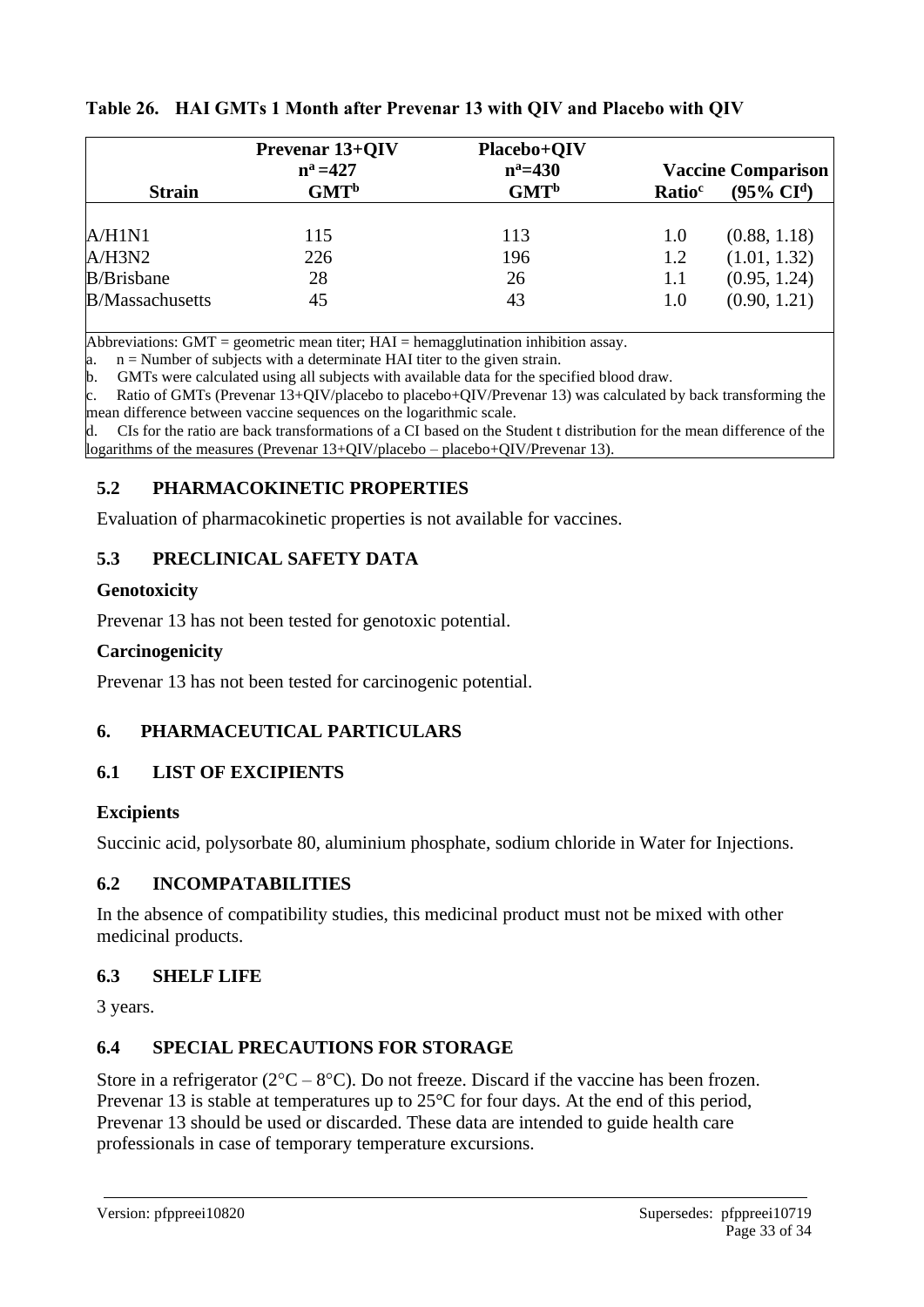**Table 26. HAI GMTs 1 Month after Prevenar 13 with QIV and Placebo with QIV**

| Strain | Prevenar 13+QIV n[a] =427 GMT[b] | Placebo+QIV n[a]=430 GMT[b] | Vaccine Comparison Ratio[c] | (95% CI[d]) |
|---|---|---|---|---|
| A/H1N1 | 115 | 113 | 1.0 | (0.88, 1.18) |
| A/H3N2 | 226 | 196 | 1.2 | (1.01, 1.32) |
| B/Brisbane | 28 | 26 | 1.1 | (0.95, 1.24) |
| B/Massachusetts | 45 | 43 | 1.0 | (0.90, 1.21) |

Abbreviations: GMT = geometric mean titer; HAI = hemagglutination inhibition assay.
a. n = Number of subjects with a determinate HAI titer to the given strain.
b. GMTs were calculated using all subjects with available data for the specified blood draw.
c. Ratio of GMTs (Prevenar 13+QIV/placebo to placebo+QIV/Prevenar 13) was calculated by back transforming the mean difference between vaccine sequences on the logarithmic scale.
d. CIs for the ratio are back transformations of a CI based on the Student t distribution for the mean difference of the logarithms of the measures (Prevenar 13+QIV/placebo – placebo+QIV/Prevenar 13).

## 5.2 PHARMACOKINETIC PROPERTIES

Evaluation of pharmacokinetic properties is not available for vaccines.

## 5.3 PRECLINICAL SAFETY DATA

### Genotoxicity

Prevenar 13 has not been tested for genotoxic potential.

### Carcinogenicity

Prevenar 13 has not been tested for carcinogenic potential.

# 6. PHARMACEUTICAL PARTICULARS

## 6.1 LIST OF EXCIPIENTS

### Excipients

Succinic acid, polysorbate 80, aluminium phosphate, sodium chloride in Water for Injections.

## 6.2 INCOMPATABILITIES

In the absence of compatibility studies, this medicinal product must not be mixed with other medicinal products.

## 6.3 SHELF LIFE

3 years.

## 6.4 SPECIAL PRECAUTIONS FOR STORAGE

Store in a refrigerator (2°C – 8°C). Do not freeze. Discard if the vaccine has been frozen. Prevenar 13 is stable at temperatures up to 25°C for four days. At the end of this period, Prevenar 13 should be used or discarded. These data are intended to guide health care professionals in case of temporary temperature excursions.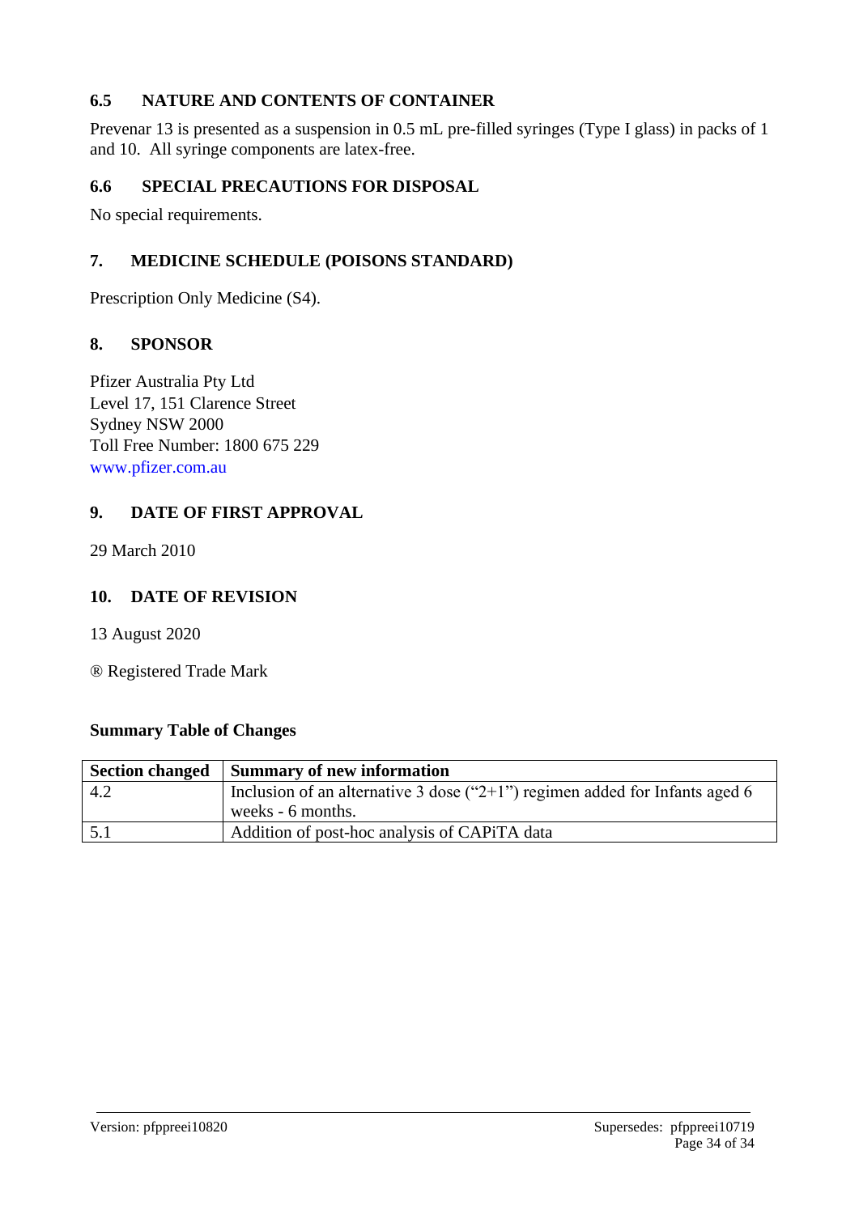### 6.5 NATURE AND CONTENTS OF CONTAINER

Prevenar 13 is presented as a suspension in 0.5 mL pre-filled syringes (Type I glass) in packs of 1 and 10. All syringe components are latex-free.

### 6.6 SPECIAL PRECAUTIONS FOR DISPOSAL

No special requirements.

## 7. MEDICINE SCHEDULE (POISONS STANDARD)

Prescription Only Medicine (S4).

## 8. SPONSOR

Pfizer Australia Pty Ltd
Level 17, 151 Clarence Street
Sydney NSW 2000
Toll Free Number: 1800 675 229
www.pfizer.com.au

## 9. DATE OF FIRST APPROVAL

29 March 2010

## 10. DATE OF REVISION

13 August 2020

® Registered Trade Mark

**Summary Table of Changes**

| Section changed | Summary of new information |
|---|---|
| 4.2 | Inclusion of an alternative 3 dose ("2+1") regimen added for Infants aged 6 weeks - 6 months. |
| 5.1 | Addition of post-hoc analysis of CAPiTA data |

Version: pfppreei10820 Supersedes: pfppreei10719